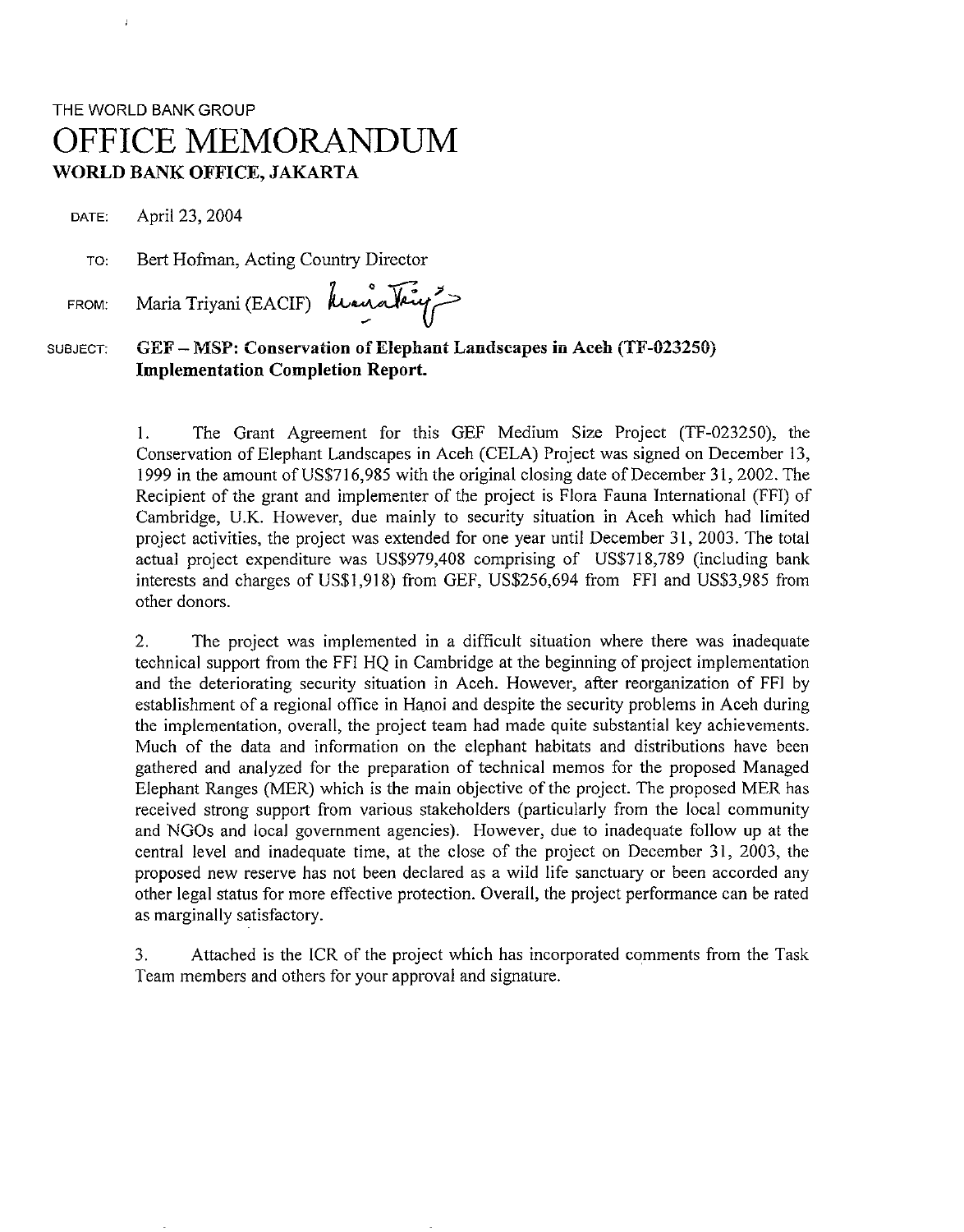THE WORLD BANK GROUP

# OFFICE MEMORANDUM

**WORLD BANK OFFICE, JAKARTA**

DATE: April 23, 2004

TO: Bert Hofman, Acting Country Director

FROM: Maria Triyani (EACIF)

SUBJECT: **GEF – MSP: Conservation of Elephant Landscapes in Aceh (TF-023250) Implementation Completion Report.**

1. The Grant Agreement for this GEF Medium Size Project (TF-023250), the Conservation of Elephant Landscapes in Aceh (CELA) Project was signed on December 13, 1999 in the amount of US$716,985 with the original closing date of December 31, 2002. The Recipient of the grant and implementer of the project is Flora Fauna International (FFI) of Cambridge, U.K. However, due mainly to security situation in Aceh which had limited project activities, the project was extended for one year until December 31, 2003. The total actual project expenditure was US$979,408 comprising of US$718,789 (including bank interests and charges of US$1,918) from GEF, US$256,694 from FFI and US$3,985 from other donors.

2. The project was implemented in a difficult situation where there was inadequate technical support from the FFI HQ in Cambridge at the beginning of project implementation and the deteriorating security situation in Aceh. However, after reorganization of FFI by establishment of a regional office in Hanoi and despite the security problems in Aceh during the implementation, overall, the project team had made quite substantial key achievements. Much of the data and information on the elephant habitats and distributions have been gathered and analyzed for the preparation of technical memos for the proposed Managed Elephant Ranges (MER) which is the main objective of the project. The proposed MER has received strong support from various stakeholders (particularly from the local community and NGOs and local government agencies). However, due to inadequate follow up at the central level and inadequate time, at the close of the project on December 31, 2003, the proposed new reserve has not been declared as a wild life sanctuary or been accorded any other legal status for more effective protection. Overall, the project performance can be rated as marginally satisfactory.

3. Attached is the ICR of the project which has incorporated comments from the Task Team members and others for your approval and signature.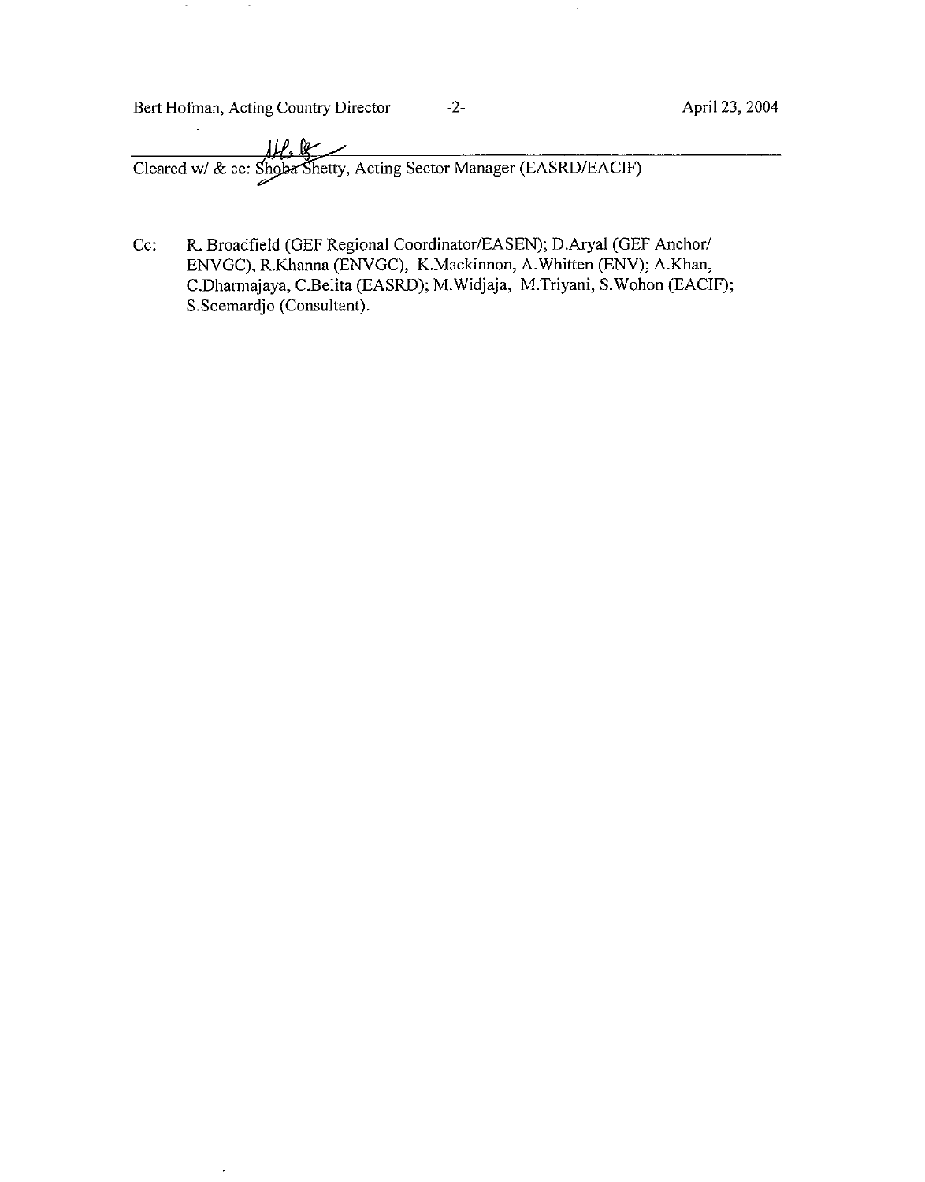Cleared w/ & cc: Shoba Shetty, Acting Sector Manager (EASRD/EACIF)

Cc: R. Broadfield (GEF Regional Coordinator/EASEN); D.Aryal (GEF Anchor/ ENVGC), R.Khanna (ENVGC), K.Mackinnon, A.Whitten (ENV); A.Khan, C.Dharmajaya, C.Belita (EASRD); M.Widjaja, M.Triyani, S.Wohon (EACIF); S.Soemardjo (Consultant).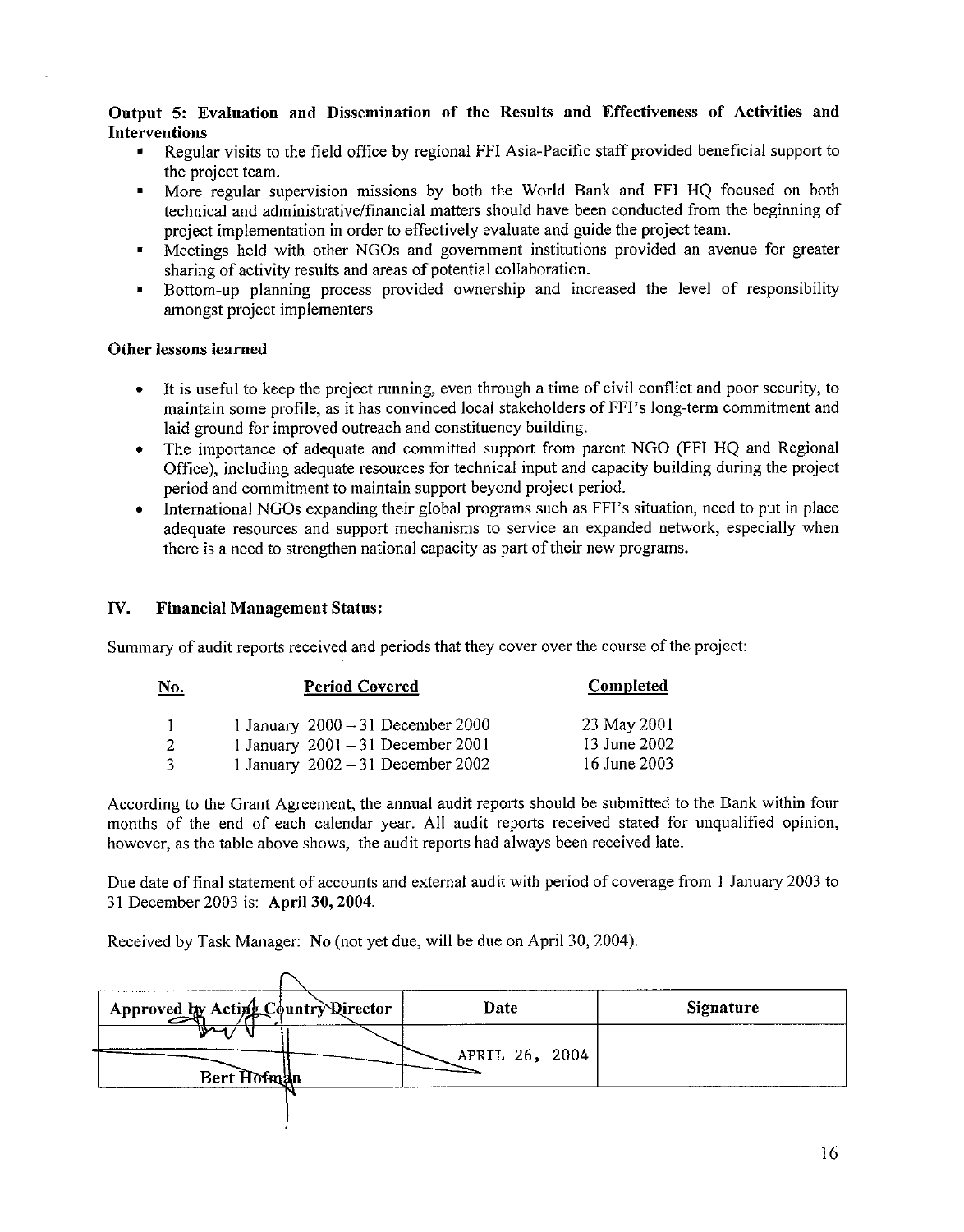**Output 5: Evaluation and Dissemination of the Results and Effectiveness of Activities and Interventions**

- Regular visits to the field office by regional FFI Asia-Pacific staff provided beneficial support to the project team.
- More regular supervision missions by both the World Bank and FFI HQ focused on both technical and administrative/financial matters should have been conducted from the beginning of project implementation in order to effectively evaluate and guide the project team.
- Meetings held with other NGOs and government institutions provided an avenue for greater sharing of activity results and areas of potential collaboration.
- Bottom-up planning process provided ownership and increased the level of responsibility amongst project implementers

**Other lessons learned**

- It is useful to keep the project running, even through a time of civil conflict and poor security, to maintain some profile, as it has convinced local stakeholders of FFI's long-term commitment and laid ground for improved outreach and constituency building.
- The importance of adequate and committed support from parent NGO (FFI HQ and Regional Office), including adequate resources for technical input and capacity building during the project period and commitment to maintain support beyond project period.
- International NGOs expanding their global programs such as FFI's situation, need to put in place adequate resources and support mechanisms to service an expanded network, especially when there is a need to strengthen national capacity as part of their new programs.

## IV. Financial Management Status:

Summary of audit reports received and periods that they cover over the course of the project:

| No. | Period Covered | Completed |
|---|---|---|
| 1 | 1 January 2000 – 31 December 2000 | 23 May 2001 |
| 2 | 1 January 2001 – 31 December 2001 | 13 June 2002 |
| 3 | 1 January 2002 – 31 December 2002 | 16 June 2003 |

According to the Grant Agreement, the annual audit reports should be submitted to the Bank within four months of the end of each calendar year. All audit reports received stated for unqualified opinion, however, as the table above shows, the audit reports had always been received late.

Due date of final statement of accounts and external audit with period of coverage from 1 January 2003 to 31 December 2003 is: **April 30, 2004.**

Received by Task Manager: **No** (not yet due, will be due on April 30, 2004).

| Approved by Acting Country Director | Date | Signature |
|---|---|---|
| Bert Hofman | APRIL 26, 2004 | |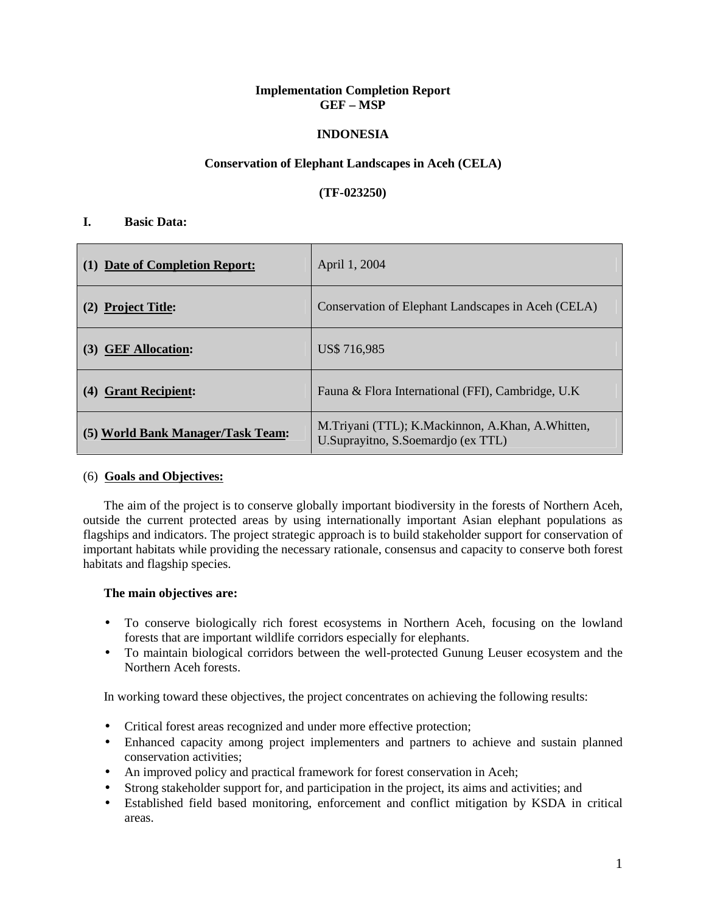**Implementation Completion Report**
**GEF – MSP**

**INDONESIA**

**Conservation of Elephant Landscapes in Aceh (CELA)**

**(TF-023250)**

## I. Basic Data:

| | |
|---|---|
| **(1) Date of Completion Report:** | April 1, 2004 |
| **(2) Project Title:** | Conservation of Elephant Landscapes in Aceh (CELA) |
| **(3) GEF Allocation:** | US$ 716,985 |
| **(4) Grant Recipient:** | Fauna & Flora International (FFI), Cambridge, U.K |
| **(5) World Bank Manager/Task Team:** | M.Triyani (TTL); K.Mackinnon, A.Khan, A.Whitten, U.Suprayitno, S.Soemardjo (ex TTL) |

(6) **Goals and Objectives:**

The aim of the project is to conserve globally important biodiversity in the forests of Northern Aceh, outside the current protected areas by using internationally important Asian elephant populations as flagships and indicators. The project strategic approach is to build stakeholder support for conservation of important habitats while providing the necessary rationale, consensus and capacity to conserve both forest habitats and flagship species.

**The main objectives are:**

- To conserve biologically rich forest ecosystems in Northern Aceh, focusing on the lowland forests that are important wildlife corridors especially for elephants.
- To maintain biological corridors between the well-protected Gunung Leuser ecosystem and the Northern Aceh forests.

In working toward these objectives, the project concentrates on achieving the following results:

- Critical forest areas recognized and under more effective protection;
- Enhanced capacity among project implementers and partners to achieve and sustain planned conservation activities;
- An improved policy and practical framework for forest conservation in Aceh;
- Strong stakeholder support for, and participation in the project, its aims and activities; and
- Established field based monitoring, enforcement and conflict mitigation by KSDA in critical areas.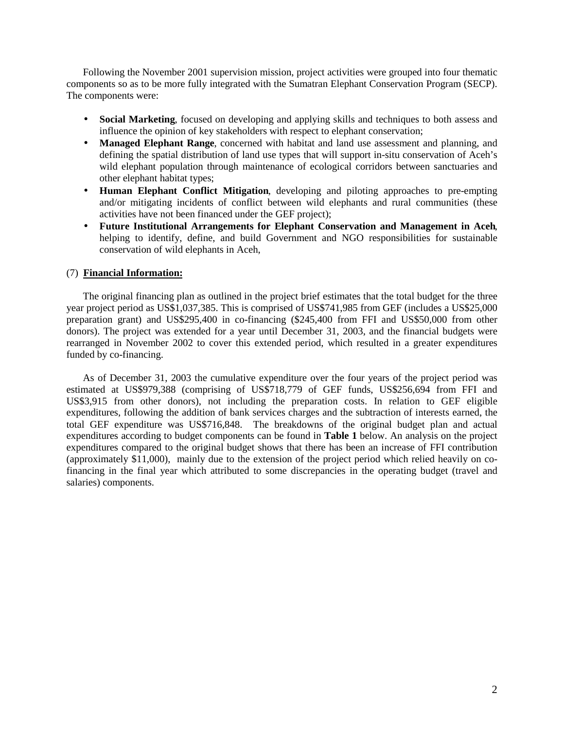Following the November 2001 supervision mission, project activities were grouped into four thematic components so as to be more fully integrated with the Sumatran Elephant Conservation Program (SECP). The components were:

- **Social Marketing**, focused on developing and applying skills and techniques to both assess and influence the opinion of key stakeholders with respect to elephant conservation;
- **Managed Elephant Range**, concerned with habitat and land use assessment and planning, and defining the spatial distribution of land use types that will support in-situ conservation of Aceh's wild elephant population through maintenance of ecological corridors between sanctuaries and other elephant habitat types;
- **Human Elephant Conflict Mitigation**, developing and piloting approaches to pre-empting and/or mitigating incidents of conflict between wild elephants and rural communities (these activities have not been financed under the GEF project);
- **Future Institutional Arrangements for Elephant Conservation and Management in Aceh**, helping to identify, define, and build Government and NGO responsibilities for sustainable conservation of wild elephants in Aceh,

(7) **Financial Information:**

The original financing plan as outlined in the project brief estimates that the total budget for the three year project period as US$1,037,385. This is comprised of US$741,985 from GEF (includes a US$25,000 preparation grant) and US$295,400 in co-financing ($245,400 from FFI and US$50,000 from other donors). The project was extended for a year until December 31, 2003, and the financial budgets were rearranged in November 2002 to cover this extended period, which resulted in a greater expenditures funded by co-financing.

As of December 31, 2003 the cumulative expenditure over the four years of the project period was estimated at US$979,388 (comprising of US$718,779 of GEF funds, US$256,694 from FFI and US$3,915 from other donors), not including the preparation costs. In relation to GEF eligible expenditures, following the addition of bank services charges and the subtraction of interests earned, the total GEF expenditure was US$716,848. The breakdowns of the original budget plan and actual expenditures according to budget components can be found in **Table 1** below. An analysis on the project expenditures compared to the original budget shows that there has been an increase of FFI contribution (approximately $11,000), mainly due to the extension of the project period which relied heavily on co-financing in the final year which attributed to some discrepancies in the operating budget (travel and salaries) components.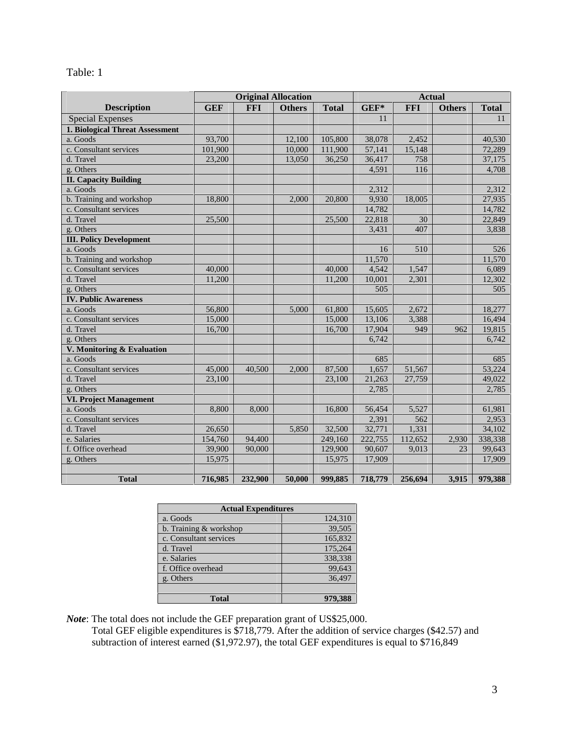Table: 1

| Description | Original Allocation | | | | Actual | | | |
|---|---|---|---|---|---|---|---|---|
| | GEF | FFI | Others | Total | GEF* | FFI | Others | Total |
| Special Expenses | | | | | 11 | | | 11 |
| **1. Biological Threat Assessment** | | | | | | | | |
| a. Goods | 93,700 | | 12,100 | 105,800 | 38,078 | 2,452 | | 40,530 |
| c. Consultant services | 101,900 | | 10,000 | 111,900 | 57,141 | 15,148 | | 72,289 |
| d. Travel | 23,200 | | 13,050 | 36,250 | 36,417 | 758 | | 37,175 |
| g. Others | | | | | 4,591 | 116 | | 4,708 |
| **II. Capacity Building** | | | | | | | | |
| a. Goods | | | | | 2,312 | | | 2,312 |
| b. Training and workshop | 18,800 | | 2,000 | 20,800 | 9,930 | 18,005 | | 27,935 |
| c. Consultant services | | | | | 14,782 | | | 14,782 |
| d. Travel | 25,500 | | | 25,500 | 22,818 | 30 | | 22,849 |
| g. Others | | | | | 3,431 | 407 | | 3,838 |
| **III. Policy Development** | | | | | | | | |
| a. Goods | | | | | 16 | 510 | | 526 |
| b. Training and workshop | | | | | 11,570 | | | 11,570 |
| c. Consultant services | 40,000 | | | 40,000 | 4,542 | 1,547 | | 6,089 |
| d. Travel | 11,200 | | | 11,200 | 10,001 | 2,301 | | 12,302 |
| g. Others | | | | | 505 | | | 505 |
| **IV. Public Awareness** | | | | | | | | |
| a. Goods | 56,800 | | 5,000 | 61,800 | 15,605 | 2,672 | | 18,277 |
| c. Consultant services | 15,000 | | | 15,000 | 13,106 | 3,388 | | 16,494 |
| d. Travel | 16,700 | | | 16,700 | 17,904 | 949 | 962 | 19,815 |
| g. Others | | | | | 6,742 | | | 6,742 |
| **V. Monitoring & Evaluation** | | | | | | | | |
| a. Goods | | | | | 685 | | | 685 |
| c. Consultant services | 45,000 | 40,500 | 2,000 | 87,500 | 1,657 | 51,567 | | 53,224 |
| d. Travel | 23,100 | | | 23,100 | 21,263 | 27,759 | | 49,022 |
| g. Others | | | | | 2,785 | | | 2,785 |
| **VI. Project Management** | | | | | | | | |
| a. Goods | 8,800 | 8,000 | | 16,800 | 56,454 | 5,527 | | 61,981 |
| c. Consultant services | | | | | 2,391 | 562 | | 2,953 |
| d. Travel | 26,650 | | 5,850 | 32,500 | 32,771 | 1,331 | | 34,102 |
| e. Salaries | 154,760 | 94,400 | | 249,160 | 222,755 | 112,652 | 2,930 | 338,338 |
| f. Office overhead | 39,900 | 90,000 | | 129,900 | 90,607 | 9,013 | 23 | 99,643 |
| g. Others | 15,975 | | | 15,975 | 17,909 | | | 17,909 |
| | | | | | | | | |
| **Total** | **716,985** | **232,900** | **50,000** | **999,885** | **718,779** | **256,694** | **3,915** | **979,388** |

| Actual Expenditures | |
|---|---|
| a. Goods | 124,310 |
| b. Training & workshop | 39,505 |
| c. Consultant services | 165,832 |
| d. Travel | 175,264 |
| e. Salaries | 338,338 |
| f. Office overhead | 99,643 |
| g. Others | 36,497 |
| | |
| **Total** | **979,388** |

***Note***: The total does not include the GEF preparation grant of US$25,000.
Total GEF eligible expenditures is $718,779. After the addition of service charges ($42.57) and subtraction of interest earned ($1,972.97), the total GEF expenditures is equal to $716,849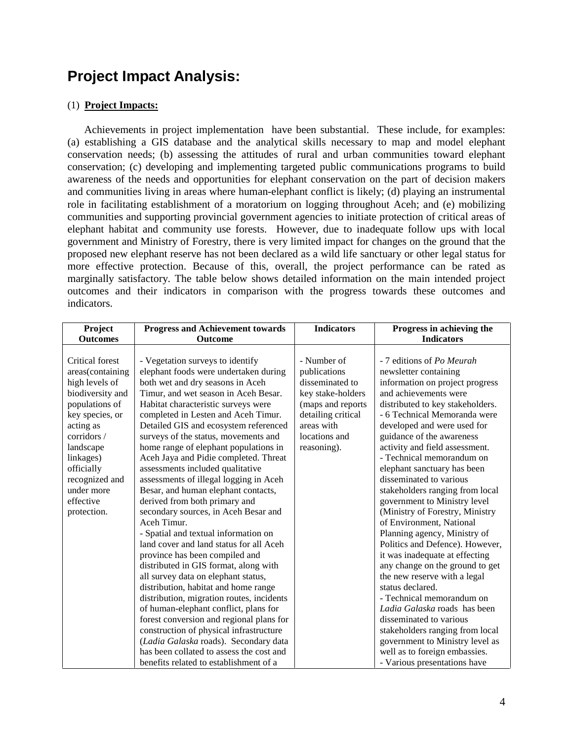# Project Impact Analysis:

(1) **Project Impacts:**

Achievements in project implementation have been substantial. These include, for examples: (a) establishing a GIS database and the analytical skills necessary to map and model elephant conservation needs; (b) assessing the attitudes of rural and urban communities toward elephant conservation; (c) developing and implementing targeted public communications programs to build awareness of the needs and opportunities for elephant conservation on the part of decision makers and communities living in areas where human-elephant conflict is likely; (d) playing an instrumental role in facilitating establishment of a moratorium on logging throughout Aceh; and (e) mobilizing communities and supporting provincial government agencies to initiate protection of critical areas of elephant habitat and community use forests. However, due to inadequate follow ups with local government and Ministry of Forestry, there is very limited impact for changes on the ground that the proposed new elephant reserve has not been declared as a wild life sanctuary or other legal status for more effective protection. Because of this, overall, the project performance can be rated as marginally satisfactory. The table below shows detailed information on the main intended project outcomes and their indicators in comparison with the progress towards these outcomes and indicators.

| Project Outcomes | Progress and Achievement towards Outcome | Indicators | Progress in achieving the Indicators |
|---|---|---|---|
| Critical forest areas(containing high levels of biodiversity and populations of key species, or acting as corridors / landscape linkages) officially recognized and under more effective protection. | - Vegetation surveys to identify elephant foods were undertaken during both wet and dry seasons in Aceh Timur, and wet season in Aceh Besar. Habitat characteristic surveys were completed in Lesten and Aceh Timur. Detailed GIS and ecosystem referenced surveys of the status, movements and home range of elephant populations in Aceh Jaya and Pidie completed. Threat assessments included qualitative assessments of illegal logging in Aceh Besar, and human elephant contacts, derived from both primary and secondary sources, in Aceh Besar and Aceh Timur.<br>- Spatial and textual information on land cover and land status for all Aceh province has been compiled and distributed in GIS format, along with all survey data on elephant status, distribution, habitat and home range distribution, migration routes, incidents of human-elephant conflict, plans for forest conversion and regional plans for construction of physical infrastructure (*Ladia Galaska* roads). Secondary data has been collated to assess the cost and benefits related to establishment of a | - Number of publications disseminated to key stake-holders (maps and reports detailing critical areas with locations and reasoning). | - 7 editions of *Po Meurah* newsletter containing information on project progress and achievements were distributed to key stakeholders.<br>- 6 Technical Memoranda were developed and were used for guidance of the awareness activity and field assessment.<br>- Technical memorandum on elephant sanctuary has been disseminated to various stakeholders ranging from local government to Ministry level (Ministry of Forestry, Ministry of Environment, National Planning agency, Ministry of Politics and Defence). However, it was inadequate at effecting any change on the ground to get the new reserve with a legal status declared.<br>- Technical memorandum on *Ladia Galaska* roads has been disseminated to various stakeholders ranging from local government to Ministry level as well as to foreign embassies.<br>- Various presentations have |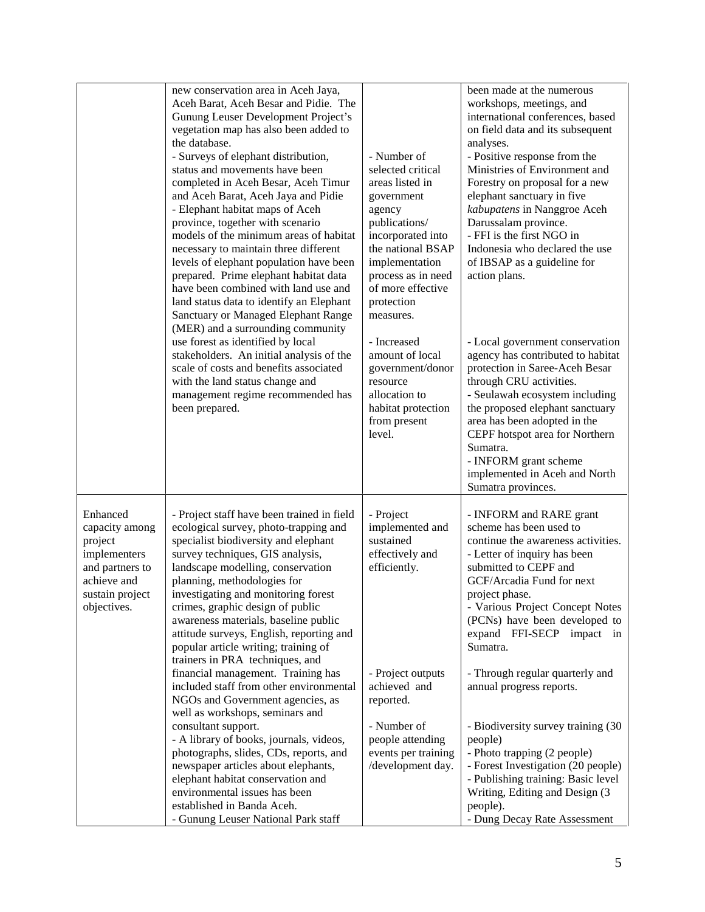| | | | |
|---|---|---|---|
| | new conservation area in Aceh Jaya, Aceh Barat, Aceh Besar and Pidie. The Gunung Leuser Development Project's vegetation map has also been added to the database.<br>- Surveys of elephant distribution, status and movements have been completed in Aceh Besar, Aceh Timur and Aceh Barat, Aceh Jaya and Pidie<br>- Elephant habitat maps of Aceh province, together with scenario models of the minimum areas of habitat necessary to maintain three different levels of elephant population have been prepared. Prime elephant habitat data have been combined with land use and land status data to identify an Elephant Sanctuary or Managed Elephant Range (MER) and a surrounding community use forest as identified by local stakeholders. An initial analysis of the scale of costs and benefits associated with the land status change and management regime recommended has been prepared. | - Number of selected critical areas listed in government agency publications/ incorporated into the national BSAP implementation process as in need of more effective protection measures.<br><br>- Increased amount of local government/donor resource allocation to habitat protection from present level. | been made at the numerous workshops, meetings, and international conferences, based on field data and its subsequent analyses.<br>- Positive response from the Ministries of Environment and Forestry on proposal for a new elephant sanctuary in five *kabupatens* in Nanggroe Aceh Darussalam province.<br>- FFI is the first NGO in Indonesia who declared the use of IBSAP as a guideline for action plans.<br><br>- Local government conservation agency has contributed to habitat protection in Saree-Aceh Besar through CRU activities.<br>- Seulawah ecosystem including the proposed elephant sanctuary area has been adopted in the CEPF hotspot area for Northern Sumatra.<br>- INFORM grant scheme implemented in Aceh and North Sumatra provinces. |
| Enhanced capacity among project implementers and partners to achieve and sustain project objectives. | - Project staff have been trained in field ecological survey, photo-trapping and specialist biodiversity and elephant survey techniques, GIS analysis, landscape modelling, conservation planning, methodologies for investigating and monitoring forest crimes, graphic design of public awareness materials, baseline public attitude surveys, English, reporting and popular article writing; training of trainers in PRA techniques, and financial management. Training has included staff from other environmental NGOs and Government agencies, as well as workshops, seminars and consultant support.<br>- A library of books, journals, videos, photographs, slides, CDs, reports, and newspaper articles about elephants, elephant habitat conservation and environmental issues has been established in Banda Aceh.<br>- Gunung Leuser National Park staff | - Project implemented and sustained effectively and efficiently.<br><br>- Project outputs achieved and reported.<br><br>- Number of people attending events per training /development day. | - INFORM and RARE grant scheme has been used to continue the awareness activities.<br>- Letter of inquiry has been submitted to CEPF and GCF/Arcadia Fund for next project phase.<br>- Various Project Concept Notes (PCNs) have been developed to expand FFI-SECP impact in Sumatra.<br><br>- Through regular quarterly and annual progress reports.<br><br>- Biodiversity survey training (30 people)<br>- Photo trapping (2 people)<br>- Forest Investigation (20 people)<br>- Publishing training: Basic level Writing, Editing and Design (3 people).<br>- Dung Decay Rate Assessment |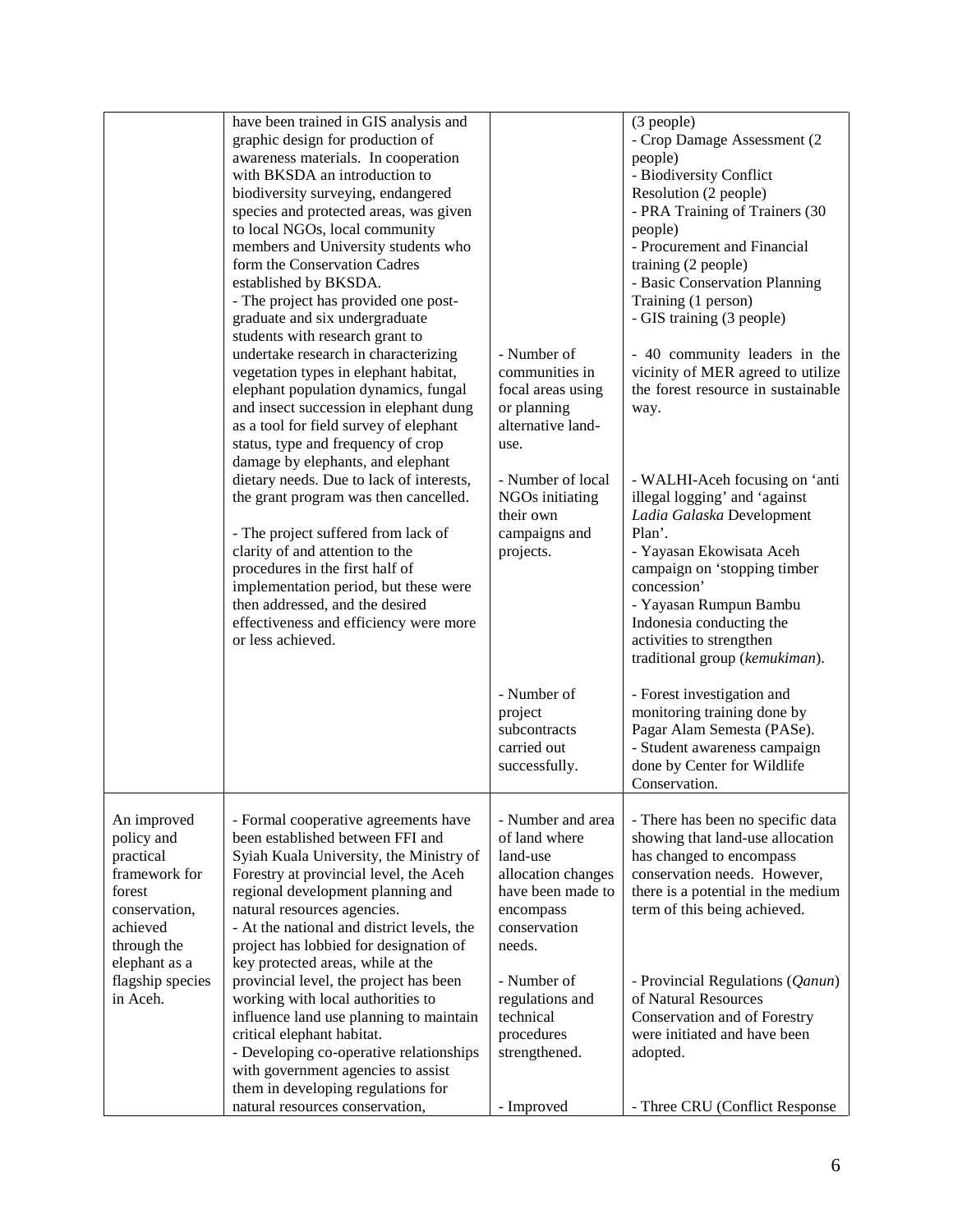| | | | |
|---|---|---|---|
| | have been trained in GIS analysis and graphic design for production of awareness materials. In cooperation with BKSDA an introduction to biodiversity surveying, endangered species and protected areas, was given to local NGOs, local community members and University students who form the Conservation Cadres established by BKSDA.<br>- The project has provided one post-graduate and six undergraduate students with research grant to undertake research in characterizing vegetation types in elephant habitat, elephant population dynamics, fungal and insect succession in elephant dung as a tool for field survey of elephant status, type and frequency of crop damage by elephants, and elephant dietary needs. Due to lack of interests, the grant program was then cancelled.<br><br>- The project suffered from lack of clarity of and attention to the procedures in the first half of implementation period, but these were then addressed, and the desired effectiveness and efficiency were more or less achieved. | - Number of communities in focal areas using or planning alternative land-use.<br><br>- Number of local NGOs initiating their own campaigns and projects.<br><br>- Number of project subcontracts carried out successfully. | (3 people)<br>- Crop Damage Assessment (2 people)<br>- Biodiversity Conflict Resolution (2 people)<br>- PRA Training of Trainers (30 people)<br>- Procurement and Financial training (2 people)<br>- Basic Conservation Planning Training (1 person)<br>- GIS training (3 people)<br><br>- 40 community leaders in the vicinity of MER agreed to utilize the forest resource in sustainable way.<br><br>- WALHI-Aceh focusing on 'anti illegal logging' and 'against *Ladia Galaska* Development Plan'.<br>- Yayasan Ekowisata Aceh campaign on 'stopping timber concession'<br>- Yayasan Rumpun Bambu Indonesia conducting the activities to strengthen traditional group (*kemukiman*).<br><br>- Forest investigation and monitoring training done by Pagar Alam Semesta (PASe).<br>- Student awareness campaign done by Center for Wildlife Conservation. |
| An improved policy and practical framework for forest conservation, achieved through the elephant as a flagship species in Aceh. | - Formal cooperative agreements have been established between FFI and Syiah Kuala University, the Ministry of Forestry at provincial level, the Aceh regional development planning and natural resources agencies.<br>- At the national and district levels, the project has lobbied for designation of key protected areas, while at the provincial level, the project has been working with local authorities to influence land use planning to maintain critical elephant habitat.<br>- Developing co-operative relationships with government agencies to assist them in developing regulations for natural resources conservation, | - Number and area of land where land-use allocation changes have been made to encompass conservation needs.<br><br>- Number of regulations and technical procedures strengthened.<br><br>- Improved | - There has been no specific data showing that land-use allocation has changed to encompass conservation needs. However, there is a potential in the medium term of this being achieved.<br><br>- Provincial Regulations (*Qanun*) of Natural Resources Conservation and of Forestry were initiated and have been adopted.<br><br>- Three CRU (Conflict Response |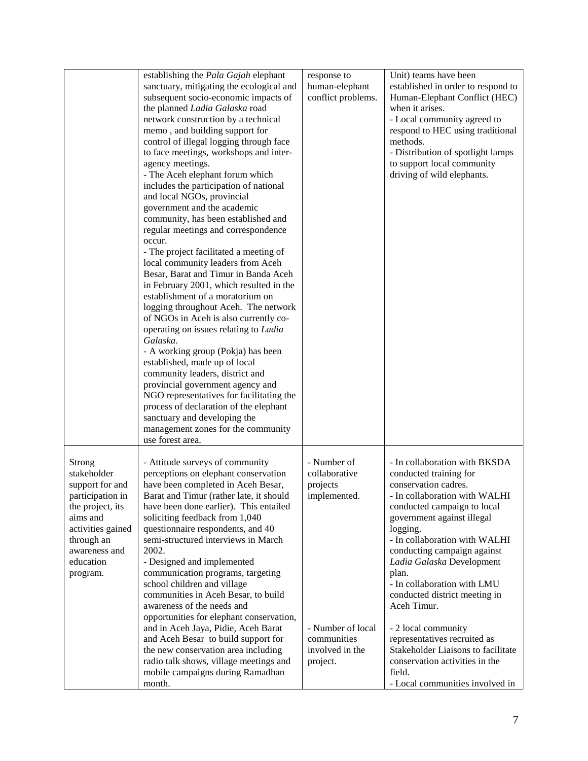| | | | |
|---|---|---|---|
| | establishing the *Pala Gajah* elephant sanctuary, mitigating the ecological and subsequent socio-economic impacts of the planned *Ladia Galaska* road network construction by a technical memo , and building support for control of illegal logging through face to face meetings, workshops and inter-agency meetings.<br>- The Aceh elephant forum which includes the participation of national and local NGOs, provincial government and the academic community, has been established and regular meetings and correspondence occur.<br>- The project facilitated a meeting of local community leaders from Aceh Besar, Barat and Timur in Banda Aceh in February 2001, which resulted in the establishment of a moratorium on logging throughout Aceh. The network of NGOs in Aceh is also currently co-operating on issues relating to *Ladia Galaska*.<br>- A working group (Pokja) has been established, made up of local community leaders, district and provincial government agency and NGO representatives for facilitating the process of declaration of the elephant sanctuary and developing the management zones for the community use forest area. | response to human-elephant conflict problems. | Unit) teams have been established in order to respond to Human-Elephant Conflict (HEC) when it arises.<br>- Local community agreed to respond to HEC using traditional methods.<br>- Distribution of spotlight lamps to support local community driving of wild elephants. |
| Strong stakeholder support for and participation in the project, its aims and activities gained through an awareness and education program. | - Attitude surveys of community perceptions on elephant conservation have been completed in Aceh Besar, Barat and Timur (rather late, it should have been done earlier). This entailed soliciting feedback from 1,040 questionnaire respondents, and 40 semi-structured interviews in March 2002.<br>- Designed and implemented communication programs, targeting school children and village communities in Aceh Besar, to build awareness of the needs and opportunities for elephant conservation, and in Aceh Jaya, Pidie, Aceh Barat and Aceh Besar to build support for the new conservation area including radio talk shows, village meetings and mobile campaigns during Ramadhan month. | - Number of collaborative projects implemented.<br><br>- Number of local communities involved in the project. | - In collaboration with BKSDA conducted training for conservation cadres.<br>- In collaboration with WALHI conducted campaign to local government against illegal logging.<br>- In collaboration with WALHI conducting campaign against *Ladia Galaska* Development plan.<br>- In collaboration with LMU conducted district meeting in Aceh Timur.<br><br>- 2 local community representatives recruited as Stakeholder Liaisons to facilitate conservation activities in the field.<br>- Local communities involved in |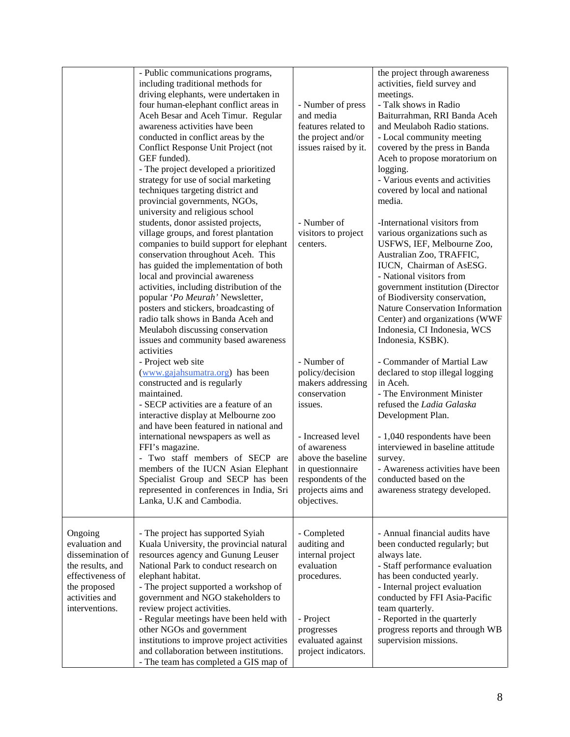| | | | |
|---|---|---|---|
| | - Public communications programs, including traditional methods for driving elephants, were undertaken in four human-elephant conflict areas in Aceh Besar and Aceh Timur. Regular awareness activities have been conducted in conflict areas by the Conflict Response Unit Project (not GEF funded).<br>- The project developed a prioritized strategy for use of social marketing techniques targeting district and provincial governments, NGOs, university and religious school students, donor assisted projects, village groups, and forest plantation companies to build support for elephant conservation throughout Aceh. This has guided the implementation of both local and provincial awareness activities, including distribution of the popular '*Po Meurah*' Newsletter, posters and stickers, broadcasting of radio talk shows in Banda Aceh and Meulaboh discussing conservation issues and community based awareness activities<br>- Project web site (www.gajahsumatra.org) has been constructed and is regularly maintained.<br>- SECP activities are a feature of an interactive display at Melbourne zoo and have been featured in national and international newspapers as well as FFI's magazine.<br>- Two staff members of SECP are members of the IUCN Asian Elephant Specialist Group and SECP has been represented in conferences in India, Sri Lanka, U.K and Cambodia. | - Number of press and media features related to the project and/or issues raised by it.<br><br>- Number of visitors to project centers.<br><br>- Number of policy/decision makers addressing conservation issues.<br><br>- Increased level of awareness above the baseline in questionnaire respondents of the projects aims and objectives. | the project through awareness activities, field survey and meetings.<br>- Talk shows in Radio Baiturrahman, RRI Banda Aceh and Meulaboh Radio stations.<br>- Local community meeting covered by the press in Banda Aceh to propose moratorium on logging.<br>- Various events and activities covered by local and national media.<br><br>-International visitors from various organizations such as USFWS, IEF, Melbourne Zoo, Australian Zoo, TRAFFIC, IUCN, Chairman of AsESG.<br>- National visitors from government institution (Director of Biodiversity conservation, Nature Conservation Information Center) and organizations (WWF Indonesia, CI Indonesia, WCS Indonesia, KSBK).<br><br>- Commander of Martial Law declared to stop illegal logging in Aceh.<br>- The Environment Minister refused the *Ladia Galaska* Development Plan.<br><br>- 1,040 respondents have been interviewed in baseline attitude survey.<br>- Awareness activities have been conducted based on the awareness strategy developed. |
| Ongoing evaluation and dissemination of the results, and effectiveness of the proposed activities and interventions. | - The project has supported Syiah Kuala University, the provincial natural resources agency and Gunung Leuser National Park to conduct research on elephant habitat.<br>- The project supported a workshop of government and NGO stakeholders to review project activities.<br>- Regular meetings have been held with other NGOs and government institutions to improve project activities and collaboration between institutions.<br>- The team has completed a GIS map of | - Completed auditing and internal project evaluation procedures.<br><br>- Project progresses evaluated against project indicators. | - Annual financial audits have been conducted regularly; but always late.<br>- Staff performance evaluation has been conducted yearly.<br>- Internal project evaluation conducted by FFI Asia-Pacific team quarterly.<br>- Reported in the quarterly progress reports and through WB supervision missions. |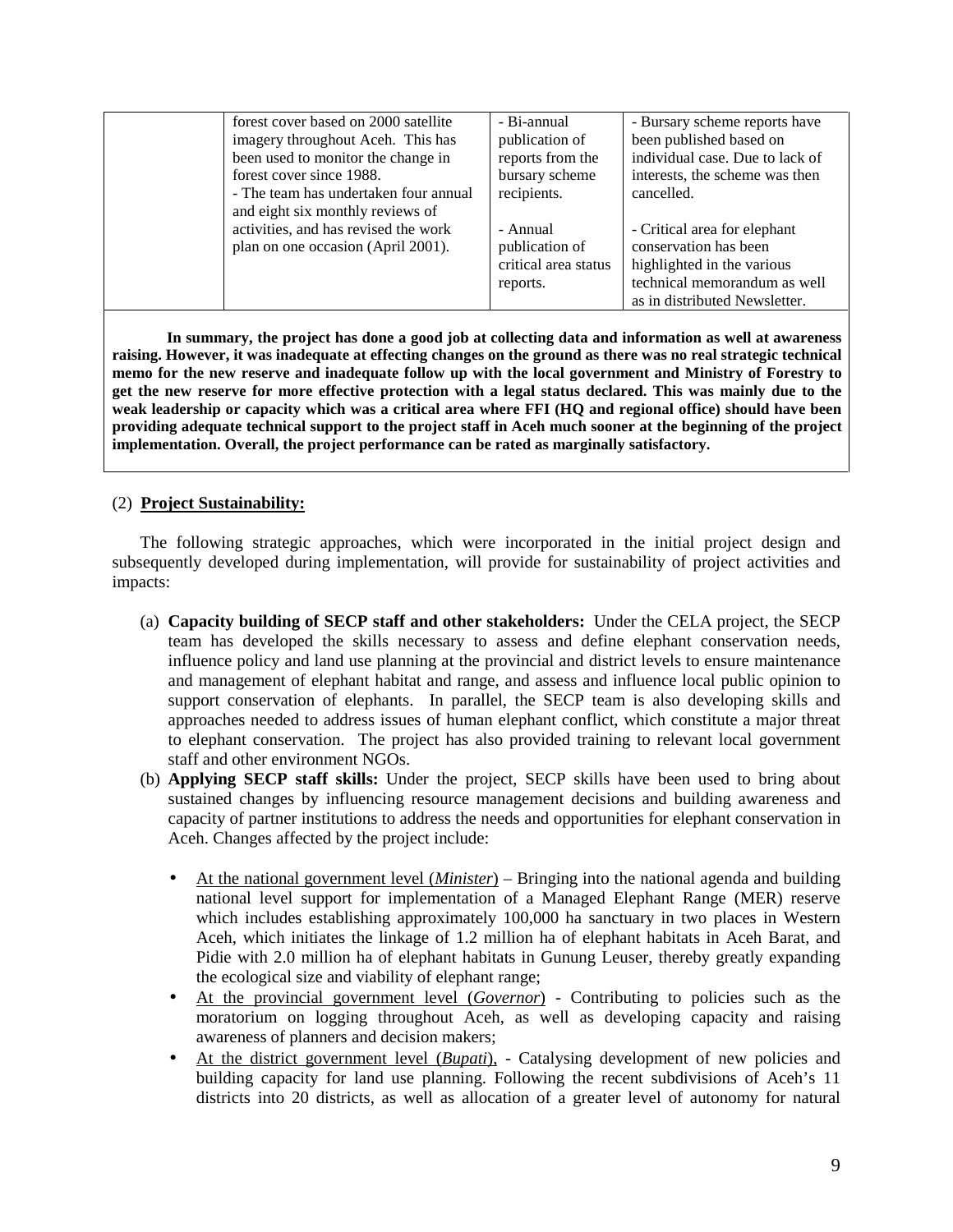|  | forest cover based on 2000 satellite imagery throughout Aceh. This has been used to monitor the change in forest cover since 1988.<br>- The team has undertaken four annual and eight six monthly reviews of activities, and has revised the work plan on one occasion (April 2001). | - Bi-annual publication of reports from the bursary scheme recipients.<br><br>- Annual publication of critical area status reports. | - Bursary scheme reports have been published based on individual case. Due to lack of interests, the scheme was then cancelled.<br><br>- Critical area for elephant conservation has been highlighted in the various technical memorandum as well as in distributed Newsletter. |
|---|---|---|---|

**In summary, the project has done a good job at collecting data and information as well at awareness raising. However, it was inadequate at effecting changes on the ground as there was no real strategic technical memo for the new reserve and inadequate follow up with the local government and Ministry of Forestry to get the new reserve for more effective protection with a legal status declared. This was mainly due to the weak leadership or capacity which was a critical area where FFI (HQ and regional office) should have been providing adequate technical support to the project staff in Aceh much sooner at the beginning of the project implementation. Overall, the project performance can be rated as marginally satisfactory.**

(2) **Project Sustainability:**

The following strategic approaches, which were incorporated in the initial project design and subsequently developed during implementation, will provide for sustainability of project activities and impacts:

(a) **Capacity building of SECP staff and other stakeholders:** Under the CELA project, the SECP team has developed the skills necessary to assess and define elephant conservation needs, influence policy and land use planning at the provincial and district levels to ensure maintenance and management of elephant habitat and range, and assess and influence local public opinion to support conservation of elephants. In parallel, the SECP team is also developing skills and approaches needed to address issues of human elephant conflict, which constitute a major threat to elephant conservation. The project has also provided training to relevant local government staff and other environment NGOs.

(b) **Applying SECP staff skills:** Under the project, SECP skills have been used to bring about sustained changes by influencing resource management decisions and building awareness and capacity of partner institutions to address the needs and opportunities for elephant conservation in Aceh. Changes affected by the project include:

- At the national government level (*Minister*) – Bringing into the national agenda and building national level support for implementation of a Managed Elephant Range (MER) reserve which includes establishing approximately 100,000 ha sanctuary in two places in Western Aceh, which initiates the linkage of 1.2 million ha of elephant habitats in Aceh Barat, and Pidie with 2.0 million ha of elephant habitats in Gunung Leuser, thereby greatly expanding the ecological size and viability of elephant range;
- At the provincial government level (*Governor*) - Contributing to policies such as the moratorium on logging throughout Aceh, as well as developing capacity and raising awareness of planners and decision makers;
- At the district government level (*Bupati*), - Catalysing development of new policies and building capacity for land use planning. Following the recent subdivisions of Aceh's 11 districts into 20 districts, as well as allocation of a greater level of autonomy for natural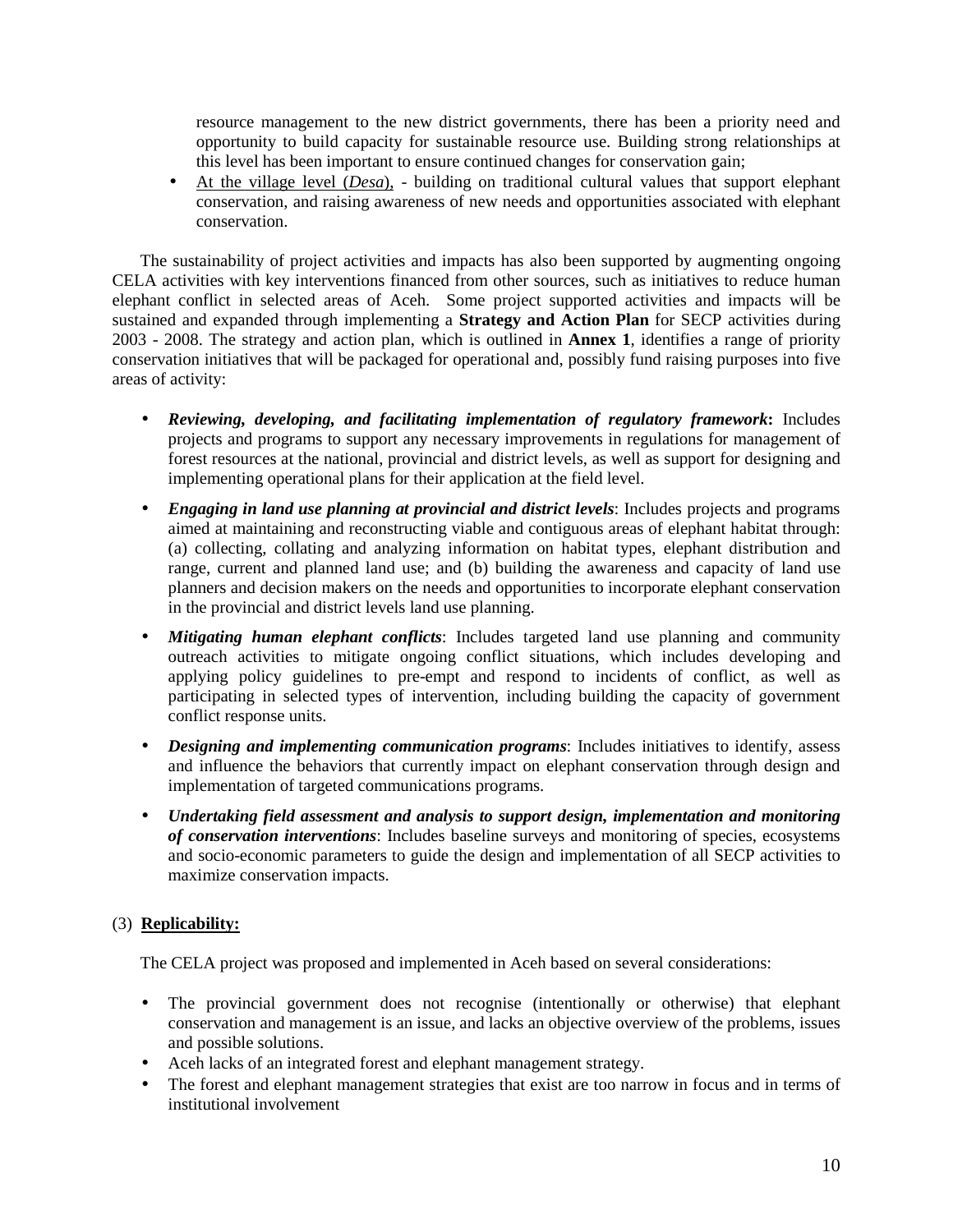resource management to the new district governments, there has been a priority need and opportunity to build capacity for sustainable resource use. Building strong relationships at this level has been important to ensure continued changes for conservation gain;

- At the village level (*Desa*), - building on traditional cultural values that support elephant conservation, and raising awareness of new needs and opportunities associated with elephant conservation.

The sustainability of project activities and impacts has also been supported by augmenting ongoing CELA activities with key interventions financed from other sources, such as initiatives to reduce human elephant conflict in selected areas of Aceh. Some project supported activities and impacts will be sustained and expanded through implementing a **Strategy and Action Plan** for SECP activities during 2003 - 2008. The strategy and action plan, which is outlined in **Annex 1**, identifies a range of priority conservation initiatives that will be packaged for operational and, possibly fund raising purposes into five areas of activity:

- ***Reviewing, developing, and facilitating implementation of regulatory framework*:** Includes projects and programs to support any necessary improvements in regulations for management of forest resources at the national, provincial and district levels, as well as support for designing and implementing operational plans for their application at the field level.
- ***Engaging in land use planning at provincial and district levels***: Includes projects and programs aimed at maintaining and reconstructing viable and contiguous areas of elephant habitat through: (a) collecting, collating and analyzing information on habitat types, elephant distribution and range, current and planned land use; and (b) building the awareness and capacity of land use planners and decision makers on the needs and opportunities to incorporate elephant conservation in the provincial and district levels land use planning.
- ***Mitigating human elephant conflicts***: Includes targeted land use planning and community outreach activities to mitigate ongoing conflict situations, which includes developing and applying policy guidelines to pre-empt and respond to incidents of conflict, as well as participating in selected types of intervention, including building the capacity of government conflict response units.
- ***Designing and implementing communication programs***: Includes initiatives to identify, assess and influence the behaviors that currently impact on elephant conservation through design and implementation of targeted communications programs.
- ***Undertaking field assessment and analysis to support design, implementation and monitoring of conservation interventions***: Includes baseline surveys and monitoring of species, ecosystems and socio-economic parameters to guide the design and implementation of all SECP activities to maximize conservation impacts.

(3) **Replicability:**

The CELA project was proposed and implemented in Aceh based on several considerations:

- The provincial government does not recognise (intentionally or otherwise) that elephant conservation and management is an issue, and lacks an objective overview of the problems, issues and possible solutions.
- Aceh lacks of an integrated forest and elephant management strategy.
- The forest and elephant management strategies that exist are too narrow in focus and in terms of institutional involvement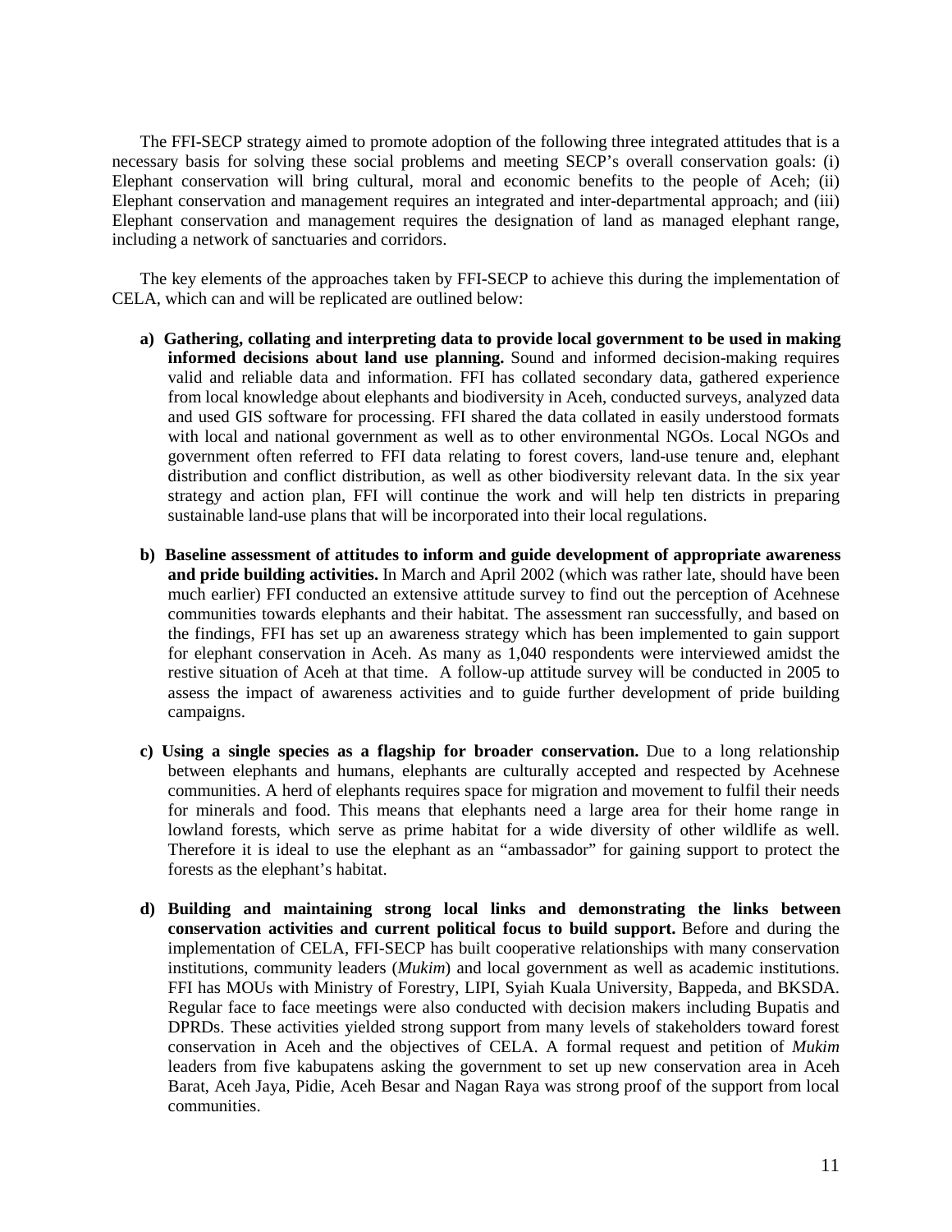The FFI-SECP strategy aimed to promote adoption of the following three integrated attitudes that is a necessary basis for solving these social problems and meeting SECP's overall conservation goals: (i) Elephant conservation will bring cultural, moral and economic benefits to the people of Aceh; (ii) Elephant conservation and management requires an integrated and inter-departmental approach; and (iii) Elephant conservation and management requires the designation of land as managed elephant range, including a network of sanctuaries and corridors.

The key elements of the approaches taken by FFI-SECP to achieve this during the implementation of CELA, which can and will be replicated are outlined below:

a) **Gathering, collating and interpreting data to provide local government to be used in making informed decisions about land use planning.** Sound and informed decision-making requires valid and reliable data and information. FFI has collated secondary data, gathered experience from local knowledge about elephants and biodiversity in Aceh, conducted surveys, analyzed data and used GIS software for processing. FFI shared the data collated in easily understood formats with local and national government as well as to other environmental NGOs. Local NGOs and government often referred to FFI data relating to forest covers, land-use tenure and, elephant distribution and conflict distribution, as well as other biodiversity relevant data. In the six year strategy and action plan, FFI will continue the work and will help ten districts in preparing sustainable land-use plans that will be incorporated into their local regulations.

b) **Baseline assessment of attitudes to inform and guide development of appropriate awareness and pride building activities.** In March and April 2002 (which was rather late, should have been much earlier) FFI conducted an extensive attitude survey to find out the perception of Acehnese communities towards elephants and their habitat. The assessment ran successfully, and based on the findings, FFI has set up an awareness strategy which has been implemented to gain support for elephant conservation in Aceh. As many as 1,040 respondents were interviewed amidst the restive situation of Aceh at that time. A follow-up attitude survey will be conducted in 2005 to assess the impact of awareness activities and to guide further development of pride building campaigns.

c) **Using a single species as a flagship for broader conservation.** Due to a long relationship between elephants and humans, elephants are culturally accepted and respected by Acehnese communities. A herd of elephants requires space for migration and movement to fulfil their needs for minerals and food. This means that elephants need a large area for their home range in lowland forests, which serve as prime habitat for a wide diversity of other wildlife as well. Therefore it is ideal to use the elephant as an "ambassador" for gaining support to protect the forests as the elephant's habitat.

d) **Building and maintaining strong local links and demonstrating the links between conservation activities and current political focus to build support.** Before and during the implementation of CELA, FFI-SECP has built cooperative relationships with many conservation institutions, community leaders (*Mukim*) and local government as well as academic institutions. FFI has MOUs with Ministry of Forestry, LIPI, Syiah Kuala University, Bappeda, and BKSDA. Regular face to face meetings were also conducted with decision makers including Bupatis and DPRDs. These activities yielded strong support from many levels of stakeholders toward forest conservation in Aceh and the objectives of CELA. A formal request and petition of *Mukim* leaders from five kabupatens asking the government to set up new conservation area in Aceh Barat, Aceh Jaya, Pidie, Aceh Besar and Nagan Raya was strong proof of the support from local communities.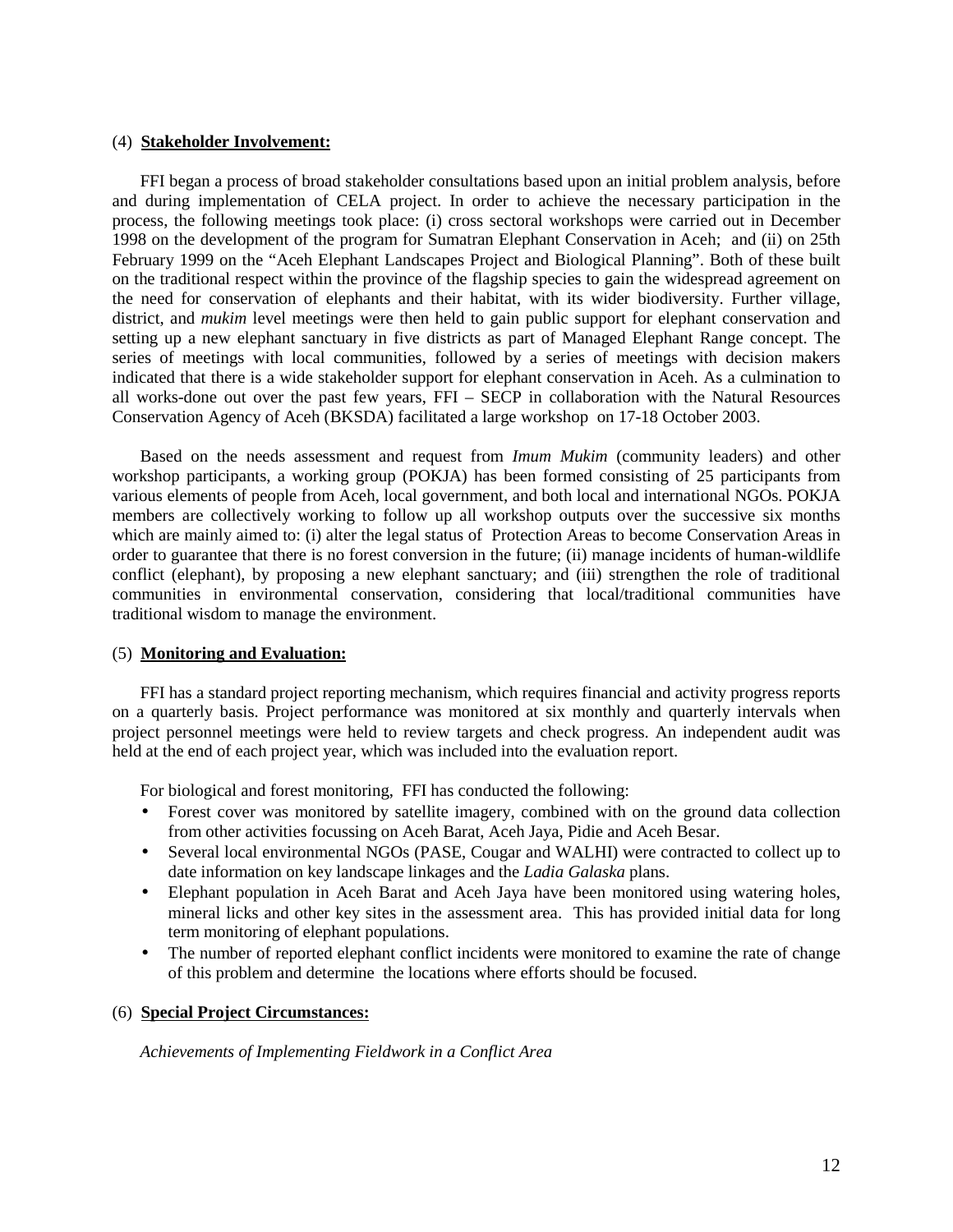(4) **Stakeholder Involvement:**

FFI began a process of broad stakeholder consultations based upon an initial problem analysis, before and during implementation of CELA project. In order to achieve the necessary participation in the process, the following meetings took place: (i) cross sectoral workshops were carried out in December 1998 on the development of the program for Sumatran Elephant Conservation in Aceh; and (ii) on 25th February 1999 on the "Aceh Elephant Landscapes Project and Biological Planning". Both of these built on the traditional respect within the province of the flagship species to gain the widespread agreement on the need for conservation of elephants and their habitat, with its wider biodiversity. Further village, district, and *mukim* level meetings were then held to gain public support for elephant conservation and setting up a new elephant sanctuary in five districts as part of Managed Elephant Range concept. The series of meetings with local communities, followed by a series of meetings with decision makers indicated that there is a wide stakeholder support for elephant conservation in Aceh. As a culmination to all works-done out over the past few years, FFI – SECP in collaboration with the Natural Resources Conservation Agency of Aceh (BKSDA) facilitated a large workshop on 17-18 October 2003.

Based on the needs assessment and request from *Imum Mukim* (community leaders) and other workshop participants, a working group (POKJA) has been formed consisting of 25 participants from various elements of people from Aceh, local government, and both local and international NGOs. POKJA members are collectively working to follow up all workshop outputs over the successive six months which are mainly aimed to: (i) alter the legal status of Protection Areas to become Conservation Areas in order to guarantee that there is no forest conversion in the future; (ii) manage incidents of human-wildlife conflict (elephant), by proposing a new elephant sanctuary; and (iii) strengthen the role of traditional communities in environmental conservation, considering that local/traditional communities have traditional wisdom to manage the environment.

(5) **Monitoring and Evaluation:**

FFI has a standard project reporting mechanism, which requires financial and activity progress reports on a quarterly basis. Project performance was monitored at six monthly and quarterly intervals when project personnel meetings were held to review targets and check progress. An independent audit was held at the end of each project year, which was included into the evaluation report.

For biological and forest monitoring, FFI has conducted the following:

- Forest cover was monitored by satellite imagery, combined with on the ground data collection from other activities focussing on Aceh Barat, Aceh Jaya, Pidie and Aceh Besar.
- Several local environmental NGOs (PASE, Cougar and WALHI) were contracted to collect up to date information on key landscape linkages and the *Ladia Galaska* plans.
- Elephant population in Aceh Barat and Aceh Jaya have been monitored using watering holes, mineral licks and other key sites in the assessment area. This has provided initial data for long term monitoring of elephant populations.
- The number of reported elephant conflict incidents were monitored to examine the rate of change of this problem and determine the locations where efforts should be focused.

(6) **Special Project Circumstances:**

*Achievements of Implementing Fieldwork in a Conflict Area*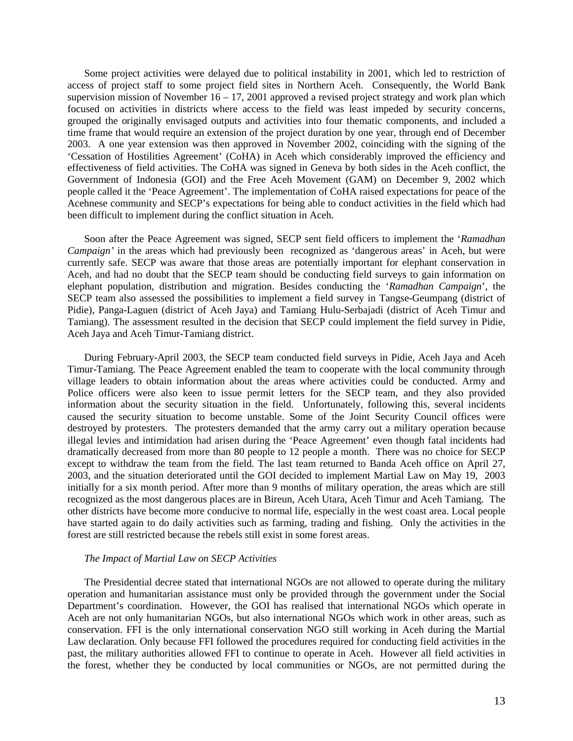Some project activities were delayed due to political instability in 2001, which led to restriction of access of project staff to some project field sites in Northern Aceh. Consequently, the World Bank supervision mission of November 16 – 17, 2001 approved a revised project strategy and work plan which focused on activities in districts where access to the field was least impeded by security concerns, grouped the originally envisaged outputs and activities into four thematic components, and included a time frame that would require an extension of the project duration by one year, through end of December 2003. A one year extension was then approved in November 2002, coinciding with the signing of the 'Cessation of Hostilities Agreement' (CoHA) in Aceh which considerably improved the efficiency and effectiveness of field activities. The CoHA was signed in Geneva by both sides in the Aceh conflict, the Government of Indonesia (GOI) and the Free Aceh Movement (GAM) on December 9, 2002 which people called it the 'Peace Agreement'. The implementation of CoHA raised expectations for peace of the Acehnese community and SECP's expectations for being able to conduct activities in the field which had been difficult to implement during the conflict situation in Aceh.

Soon after the Peace Agreement was signed, SECP sent field officers to implement the '*Ramadhan Campaign'* in the areas which had previously been recognized as 'dangerous areas' in Aceh, but were currently safe. SECP was aware that those areas are potentially important for elephant conservation in Aceh, and had no doubt that the SECP team should be conducting field surveys to gain information on elephant population, distribution and migration. Besides conducting the '*Ramadhan Campaign*', the SECP team also assessed the possibilities to implement a field survey in Tangse-Geumpang (district of Pidie), Panga-Laguen (district of Aceh Jaya) and Tamiang Hulu-Serbajadi (district of Aceh Timur and Tamiang). The assessment resulted in the decision that SECP could implement the field survey in Pidie, Aceh Jaya and Aceh Timur-Tamiang district.

During February-April 2003, the SECP team conducted field surveys in Pidie, Aceh Jaya and Aceh Timur-Tamiang. The Peace Agreement enabled the team to cooperate with the local community through village leaders to obtain information about the areas where activities could be conducted. Army and Police officers were also keen to issue permit letters for the SECP team, and they also provided information about the security situation in the field. Unfortunately, following this, several incidents caused the security situation to become unstable. Some of the Joint Security Council offices were destroyed by protesters. The protesters demanded that the army carry out a military operation because illegal levies and intimidation had arisen during the 'Peace Agreement' even though fatal incidents had dramatically decreased from more than 80 people to 12 people a month. There was no choice for SECP except to withdraw the team from the field. The last team returned to Banda Aceh office on April 27, 2003, and the situation deteriorated until the GOI decided to implement Martial Law on May 19, 2003 initially for a six month period. After more than 9 months of military operation, the areas which are still recognized as the most dangerous places are in Bireun, Aceh Utara, Aceh Timur and Aceh Tamiang. The other districts have become more conducive to normal life, especially in the west coast area. Local people have started again to do daily activities such as farming, trading and fishing. Only the activities in the forest are still restricted because the rebels still exist in some forest areas.

*The Impact of Martial Law on SECP Activities*

The Presidential decree stated that international NGOs are not allowed to operate during the military operation and humanitarian assistance must only be provided through the government under the Social Department's coordination. However, the GOI has realised that international NGOs which operate in Aceh are not only humanitarian NGOs, but also international NGOs which work in other areas, such as conservation. FFI is the only international conservation NGO still working in Aceh during the Martial Law declaration. Only because FFI followed the procedures required for conducting field activities in the past, the military authorities allowed FFI to continue to operate in Aceh. However all field activities in the forest, whether they be conducted by local communities or NGOs, are not permitted during the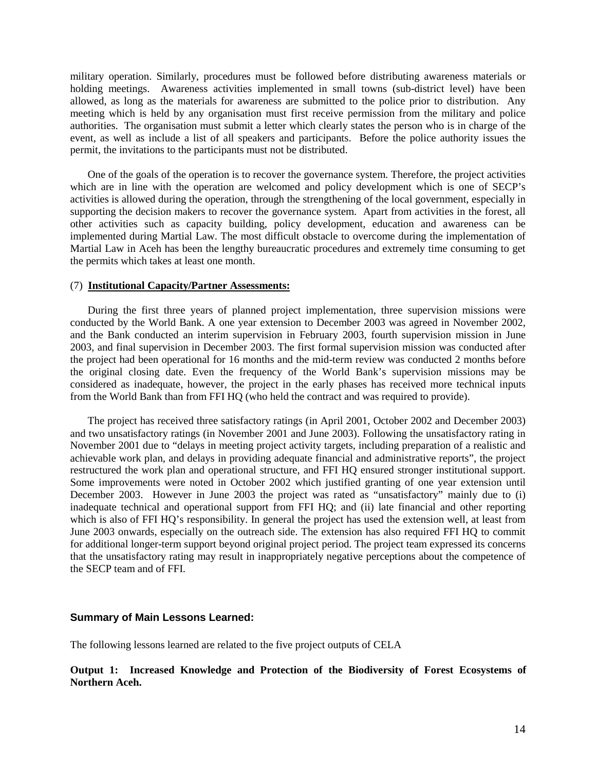military operation. Similarly, procedures must be followed before distributing awareness materials or holding meetings. Awareness activities implemented in small towns (sub-district level) have been allowed, as long as the materials for awareness are submitted to the police prior to distribution. Any meeting which is held by any organisation must first receive permission from the military and police authorities. The organisation must submit a letter which clearly states the person who is in charge of the event, as well as include a list of all speakers and participants. Before the police authority issues the permit, the invitations to the participants must not be distributed.

One of the goals of the operation is to recover the governance system. Therefore, the project activities which are in line with the operation are welcomed and policy development which is one of SECP's activities is allowed during the operation, through the strengthening of the local government, especially in supporting the decision makers to recover the governance system. Apart from activities in the forest, all other activities such as capacity building, policy development, education and awareness can be implemented during Martial Law. The most difficult obstacle to overcome during the implementation of Martial Law in Aceh has been the lengthy bureaucratic procedures and extremely time consuming to get the permits which takes at least one month.

(7) **Institutional Capacity/Partner Assessments:**

During the first three years of planned project implementation, three supervision missions were conducted by the World Bank. A one year extension to December 2003 was agreed in November 2002, and the Bank conducted an interim supervision in February 2003, fourth supervision mission in June 2003, and final supervision in December 2003. The first formal supervision mission was conducted after the project had been operational for 16 months and the mid-term review was conducted 2 months before the original closing date. Even the frequency of the World Bank's supervision missions may be considered as inadequate, however, the project in the early phases has received more technical inputs from the World Bank than from FFI HQ (who held the contract and was required to provide).

The project has received three satisfactory ratings (in April 2001, October 2002 and December 2003) and two unsatisfactory ratings (in November 2001 and June 2003). Following the unsatisfactory rating in November 2001 due to "delays in meeting project activity targets, including preparation of a realistic and achievable work plan, and delays in providing adequate financial and administrative reports", the project restructured the work plan and operational structure, and FFI HQ ensured stronger institutional support. Some improvements were noted in October 2002 which justified granting of one year extension until December 2003. However in June 2003 the project was rated as "unsatisfactory" mainly due to (i) inadequate technical and operational support from FFI HQ; and (ii) late financial and other reporting which is also of FFI HQ's responsibility. In general the project has used the extension well, at least from June 2003 onwards, especially on the outreach side. The extension has also required FFI HQ to commit for additional longer-term support beyond original project period. The project team expressed its concerns that the unsatisfactory rating may result in inappropriately negative perceptions about the competence of the SECP team and of FFI.

## Summary of Main Lessons Learned:

The following lessons learned are related to the five project outputs of CELA

**Output 1: Increased Knowledge and Protection of the Biodiversity of Forest Ecosystems of Northern Aceh.**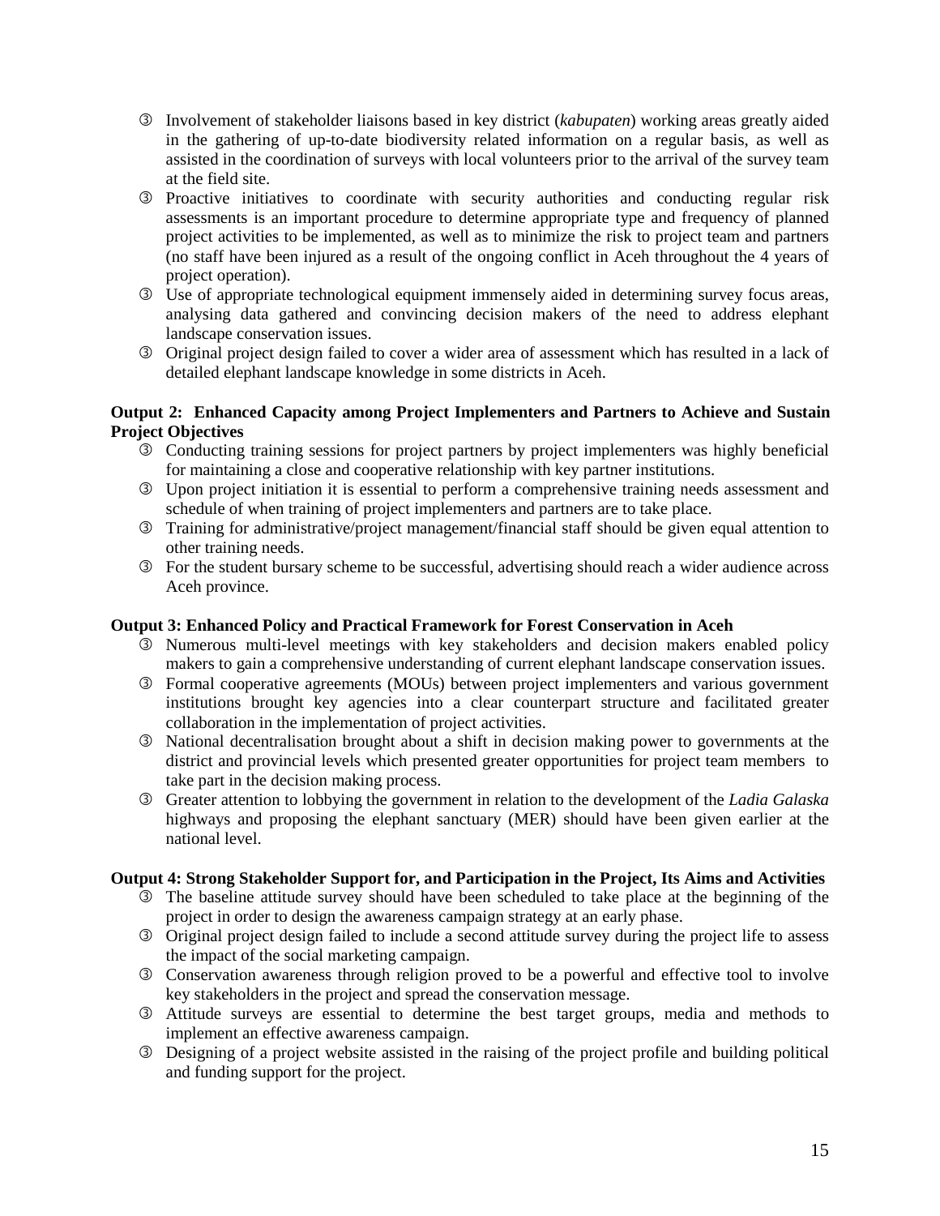- Involvement of stakeholder liaisons based in key district (*kabupaten*) working areas greatly aided in the gathering of up-to-date biodiversity related information on a regular basis, as well as assisted in the coordination of surveys with local volunteers prior to the arrival of the survey team at the field site.
- Proactive initiatives to coordinate with security authorities and conducting regular risk assessments is an important procedure to determine appropriate type and frequency of planned project activities to be implemented, as well as to minimize the risk to project team and partners (no staff have been injured as a result of the ongoing conflict in Aceh throughout the 4 years of project operation).
- Use of appropriate technological equipment immensely aided in determining survey focus areas, analysing data gathered and convincing decision makers of the need to address elephant landscape conservation issues.
- Original project design failed to cover a wider area of assessment which has resulted in a lack of detailed elephant landscape knowledge in some districts in Aceh.

**Output 2: Enhanced Capacity among Project Implementers and Partners to Achieve and Sustain Project Objectives**

- Conducting training sessions for project partners by project implementers was highly beneficial for maintaining a close and cooperative relationship with key partner institutions.
- Upon project initiation it is essential to perform a comprehensive training needs assessment and schedule of when training of project implementers and partners are to take place.
- Training for administrative/project management/financial staff should be given equal attention to other training needs.
- For the student bursary scheme to be successful, advertising should reach a wider audience across Aceh province.

**Output 3: Enhanced Policy and Practical Framework for Forest Conservation in Aceh**

- Numerous multi-level meetings with key stakeholders and decision makers enabled policy makers to gain a comprehensive understanding of current elephant landscape conservation issues.
- Formal cooperative agreements (MOUs) between project implementers and various government institutions brought key agencies into a clear counterpart structure and facilitated greater collaboration in the implementation of project activities.
- National decentralisation brought about a shift in decision making power to governments at the district and provincial levels which presented greater opportunities for project team members to take part in the decision making process.
- Greater attention to lobbying the government in relation to the development of the *Ladia Galaska* highways and proposing the elephant sanctuary (MER) should have been given earlier at the national level.

**Output 4: Strong Stakeholder Support for, and Participation in the Project, Its Aims and Activities**

- The baseline attitude survey should have been scheduled to take place at the beginning of the project in order to design the awareness campaign strategy at an early phase.
- Original project design failed to include a second attitude survey during the project life to assess the impact of the social marketing campaign.
- Conservation awareness through religion proved to be a powerful and effective tool to involve key stakeholders in the project and spread the conservation message.
- Attitude surveys are essential to determine the best target groups, media and methods to implement an effective awareness campaign.
- Designing of a project website assisted in the raising of the project profile and building political and funding support for the project.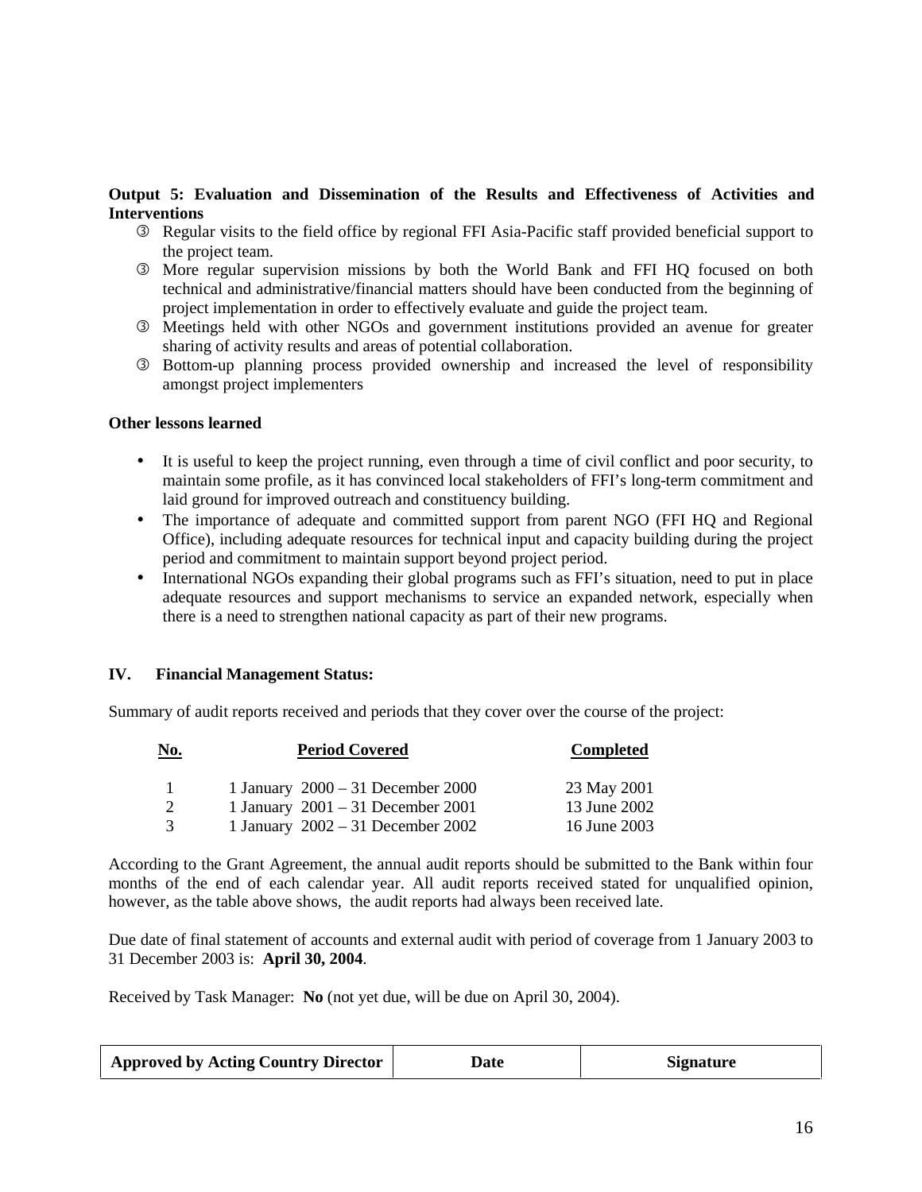**Output 5: Evaluation and Dissemination of the Results and Effectiveness of Activities and Interventions**

- ③ Regular visits to the field office by regional FFI Asia-Pacific staff provided beneficial support to the project team.
- ③ More regular supervision missions by both the World Bank and FFI HQ focused on both technical and administrative/financial matters should have been conducted from the beginning of project implementation in order to effectively evaluate and guide the project team.
- ③ Meetings held with other NGOs and government institutions provided an avenue for greater sharing of activity results and areas of potential collaboration.
- ③ Bottom-up planning process provided ownership and increased the level of responsibility amongst project implementers

**Other lessons learned**

- It is useful to keep the project running, even through a time of civil conflict and poor security, to maintain some profile, as it has convinced local stakeholders of FFI's long-term commitment and laid ground for improved outreach and constituency building.
- The importance of adequate and committed support from parent NGO (FFI HQ and Regional Office), including adequate resources for technical input and capacity building during the project period and commitment to maintain support beyond project period.
- International NGOs expanding their global programs such as FFI's situation, need to put in place adequate resources and support mechanisms to service an expanded network, especially when there is a need to strengthen national capacity as part of their new programs.

## IV. Financial Management Status:

Summary of audit reports received and periods that they cover over the course of the project:

| No. | Period Covered | Completed |
|---|---|---|
| 1 | 1 January 2000 – 31 December 2000 | 23 May 2001 |
| 2 | 1 January 2001 – 31 December 2001 | 13 June 2002 |
| 3 | 1 January 2002 – 31 December 2002 | 16 June 2003 |

According to the Grant Agreement, the annual audit reports should be submitted to the Bank within four months of the end of each calendar year. All audit reports received stated for unqualified opinion, however, as the table above shows, the audit reports had always been received late.

Due date of final statement of accounts and external audit with period of coverage from 1 January 2003 to 31 December 2003 is: **April 30, 2004**.

Received by Task Manager: **No** (not yet due, will be due on April 30, 2004).

| Approved by Acting Country Director | Date | Signature |
|---|---|---|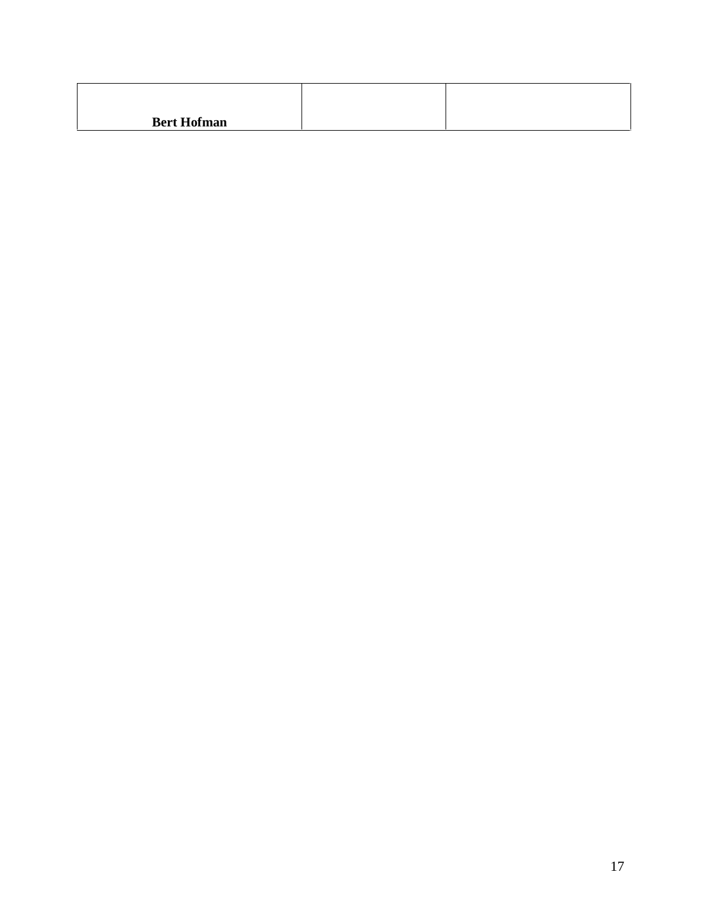| **Bert Hofman** | | |
|---|---|---|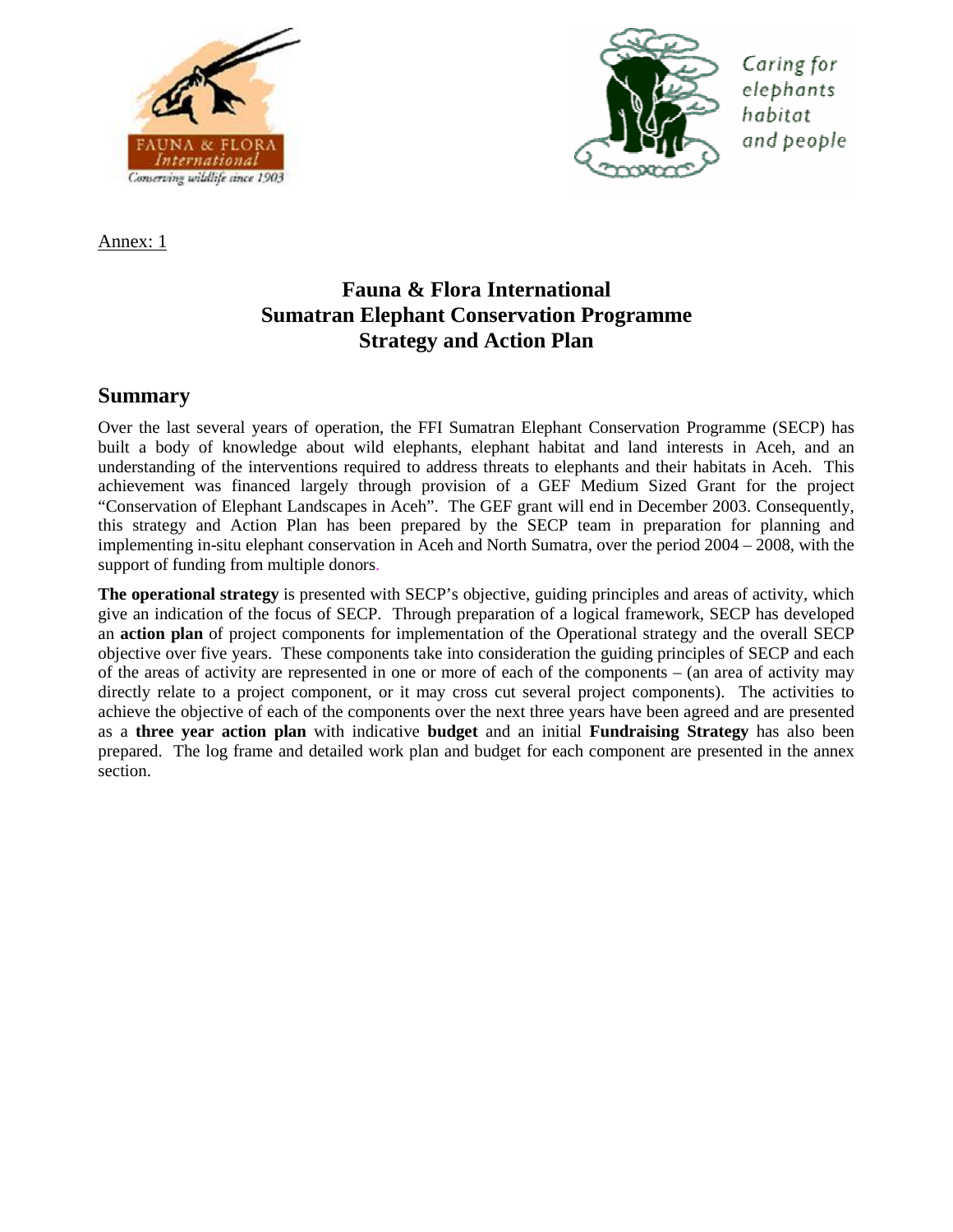Annex: 1

# Fauna & Flora International
# Sumatran Elephant Conservation Programme
# Strategy and Action Plan

## Summary

Over the last several years of operation, the FFI Sumatran Elephant Conservation Programme (SECP) has built a body of knowledge about wild elephants, elephant habitat and land interests in Aceh, and an understanding of the interventions required to address threats to elephants and their habitats in Aceh. This achievement was financed largely through provision of a GEF Medium Sized Grant for the project "Conservation of Elephant Landscapes in Aceh". The GEF grant will end in December 2003. Consequently, this strategy and Action Plan has been prepared by the SECP team in preparation for planning and implementing in-situ elephant conservation in Aceh and North Sumatra, over the period 2004 – 2008, with the support of funding from multiple donors.

**The operational strategy** is presented with SECP's objective, guiding principles and areas of activity, which give an indication of the focus of SECP. Through preparation of a logical framework, SECP has developed an **action plan** of project components for implementation of the Operational strategy and the overall SECP objective over five years. These components take into consideration the guiding principles of SECP and each of the areas of activity are represented in one or more of each of the components – (an area of activity may directly relate to a project component, or it may cross cut several project components). The activities to achieve the objective of each of the components over the next three years have been agreed and are presented as a **three year action plan** with indicative **budget** and an initial **Fundraising Strategy** has also been prepared. The log frame and detailed work plan and budget for each component are presented in the annex section.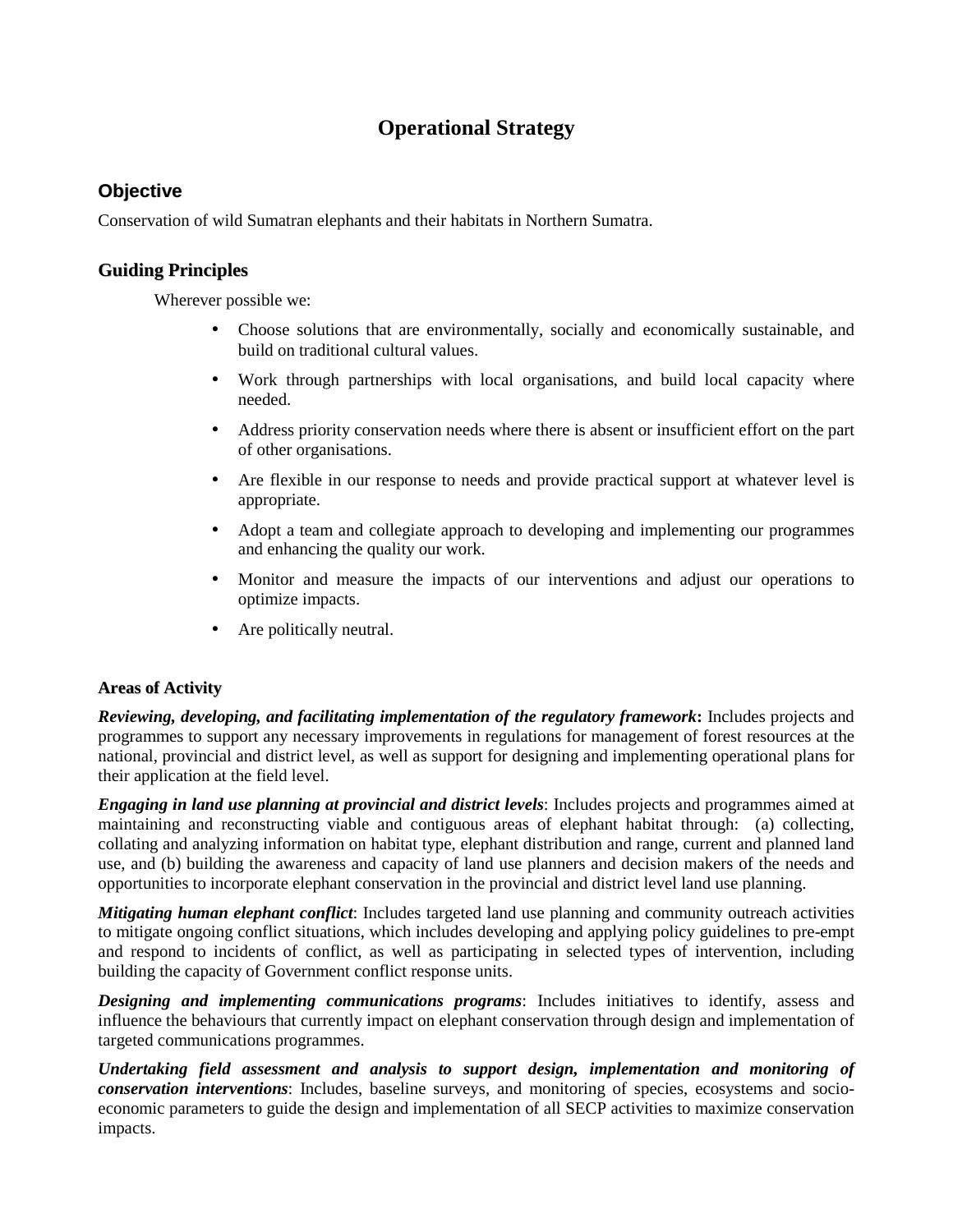# Operational Strategy

## Objective

Conservation of wild Sumatran elephants and their habitats in Northern Sumatra.

## Guiding Principles

Wherever possible we:

- Choose solutions that are environmentally, socially and economically sustainable, and build on traditional cultural values.
- Work through partnerships with local organisations, and build local capacity where needed.
- Address priority conservation needs where there is absent or insufficient effort on the part of other organisations.
- Are flexible in our response to needs and provide practical support at whatever level is appropriate.
- Adopt a team and collegiate approach to developing and implementing our programmes and enhancing the quality our work.
- Monitor and measure the impacts of our interventions and adjust our operations to optimize impacts.
- Are politically neutral.

### Areas of Activity

***Reviewing, developing, and facilitating implementation of the regulatory framework*:** Includes projects and programmes to support any necessary improvements in regulations for management of forest resources at the national, provincial and district level, as well as support for designing and implementing operational plans for their application at the field level.

***Engaging in land use planning at provincial and district levels***: Includes projects and programmes aimed at maintaining and reconstructing viable and contiguous areas of elephant habitat through: (a) collecting, collating and analyzing information on habitat type, elephant distribution and range, current and planned land use, and (b) building the awareness and capacity of land use planners and decision makers of the needs and opportunities to incorporate elephant conservation in the provincial and district level land use planning.

***Mitigating human elephant conflict***: Includes targeted land use planning and community outreach activities to mitigate ongoing conflict situations, which includes developing and applying policy guidelines to pre-empt and respond to incidents of conflict, as well as participating in selected types of intervention, including building the capacity of Government conflict response units.

***Designing and implementing communications programs***: Includes initiatives to identify, assess and influence the behaviours that currently impact on elephant conservation through design and implementation of targeted communications programmes.

***Undertaking field assessment and analysis to support design, implementation and monitoring of conservation interventions***: Includes, baseline surveys, and monitoring of species, ecosystems and socio-economic parameters to guide the design and implementation of all SECP activities to maximize conservation impacts.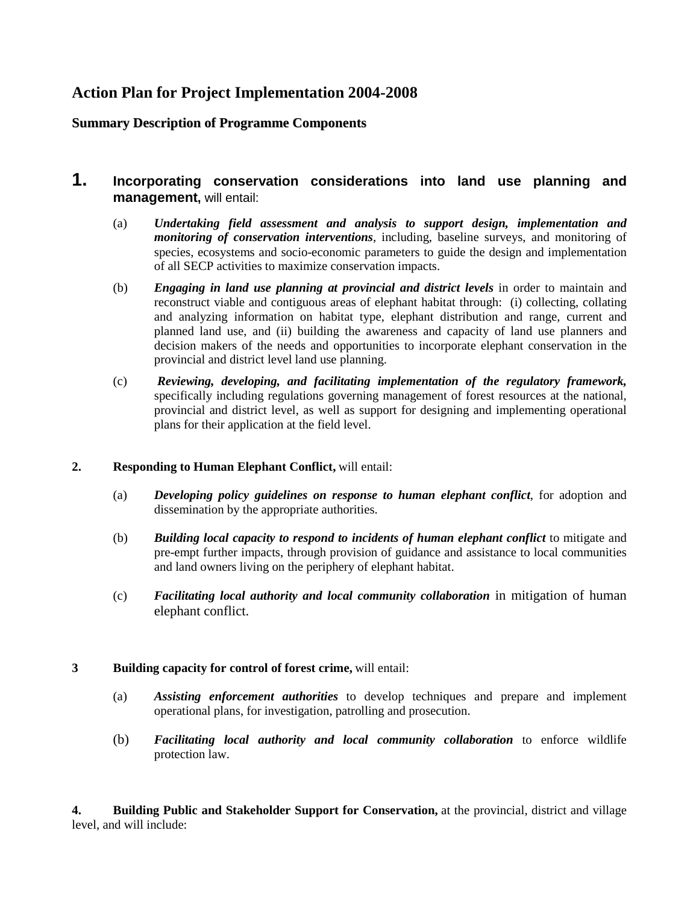## Action Plan for Project Implementation 2004-2008

### Summary Description of Programme Components

**1. Incorporating conservation considerations into land use planning and management,** will entail:

(a) ***Undertaking field assessment and analysis to support design, implementation and monitoring of conservation interventions***, including, baseline surveys, and monitoring of species, ecosystems and socio-economic parameters to guide the design and implementation of all SECP activities to maximize conservation impacts.

(b) ***Engaging in land use planning at provincial and district levels*** in order to maintain and reconstruct viable and contiguous areas of elephant habitat through: (i) collecting, collating and analyzing information on habitat type, elephant distribution and range, current and planned land use, and (ii) building the awareness and capacity of land use planners and decision makers of the needs and opportunities to incorporate elephant conservation in the provincial and district level land use planning.

(c) ***Reviewing, developing, and facilitating implementation of the regulatory framework,*** specifically including regulations governing management of forest resources at the national, provincial and district level, as well as support for designing and implementing operational plans for their application at the field level.

**2. Responding to Human Elephant Conflict,** will entail:

(a) ***Developing policy guidelines on response to human elephant conflict***, for adoption and dissemination by the appropriate authorities.

(b) ***Building local capacity to respond to incidents of human elephant conflict*** to mitigate and pre-empt further impacts, through provision of guidance and assistance to local communities and land owners living on the periphery of elephant habitat.

(c) ***Facilitating local authority and local community collaboration*** in mitigation of human elephant conflict.

**3 Building capacity for control of forest crime,** will entail:

(a) ***Assisting enforcement authorities*** to develop techniques and prepare and implement operational plans, for investigation, patrolling and prosecution.

(b) ***Facilitating local authority and local community collaboration*** to enforce wildlife protection law.

**4. Building Public and Stakeholder Support for Conservation,** at the provincial, district and village level, and will include: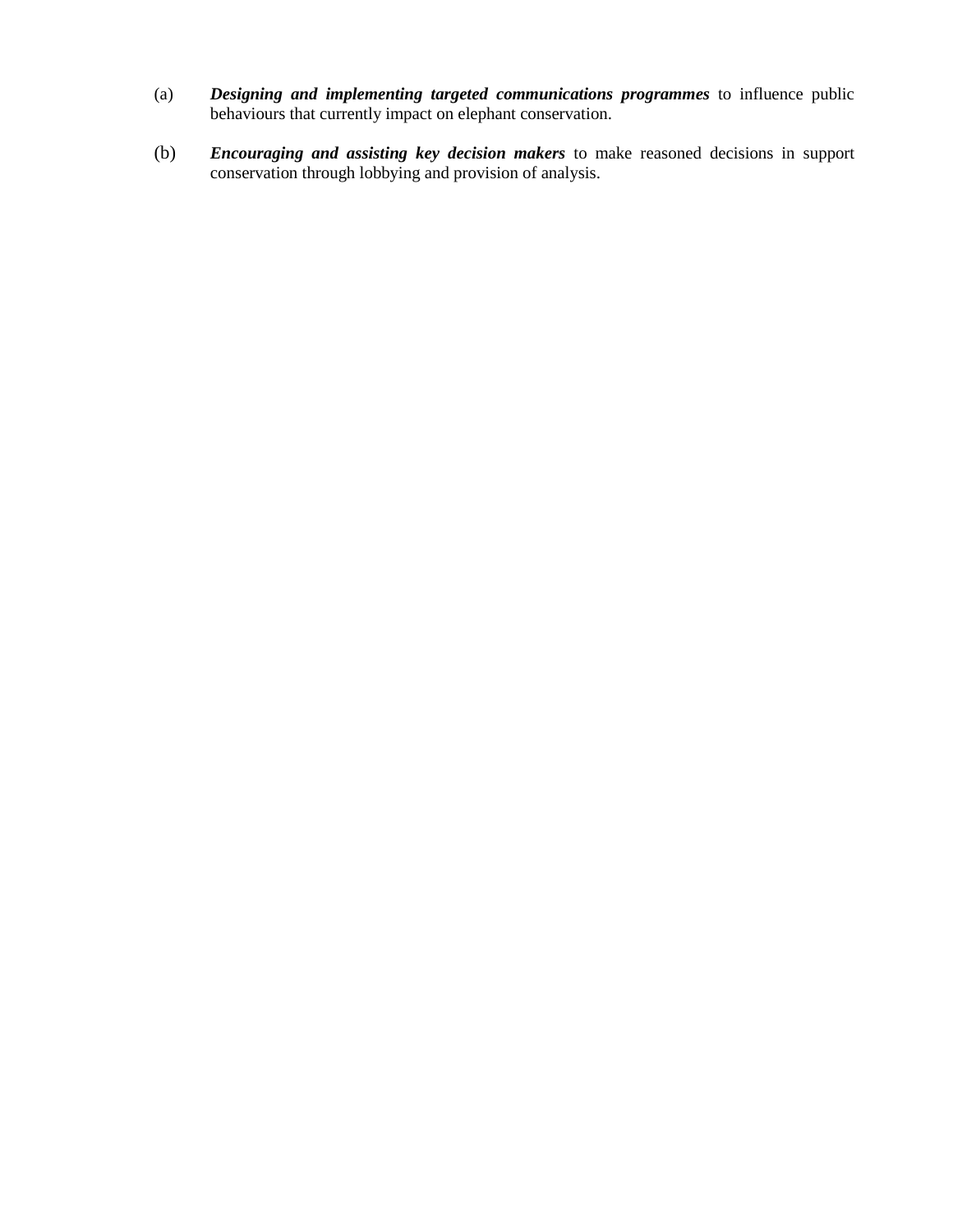(a) ***Designing and implementing targeted communications programmes*** to influence public behaviours that currently impact on elephant conservation.

(b) ***Encouraging and assisting key decision makers*** to make reasoned decisions in support conservation through lobbying and provision of analysis.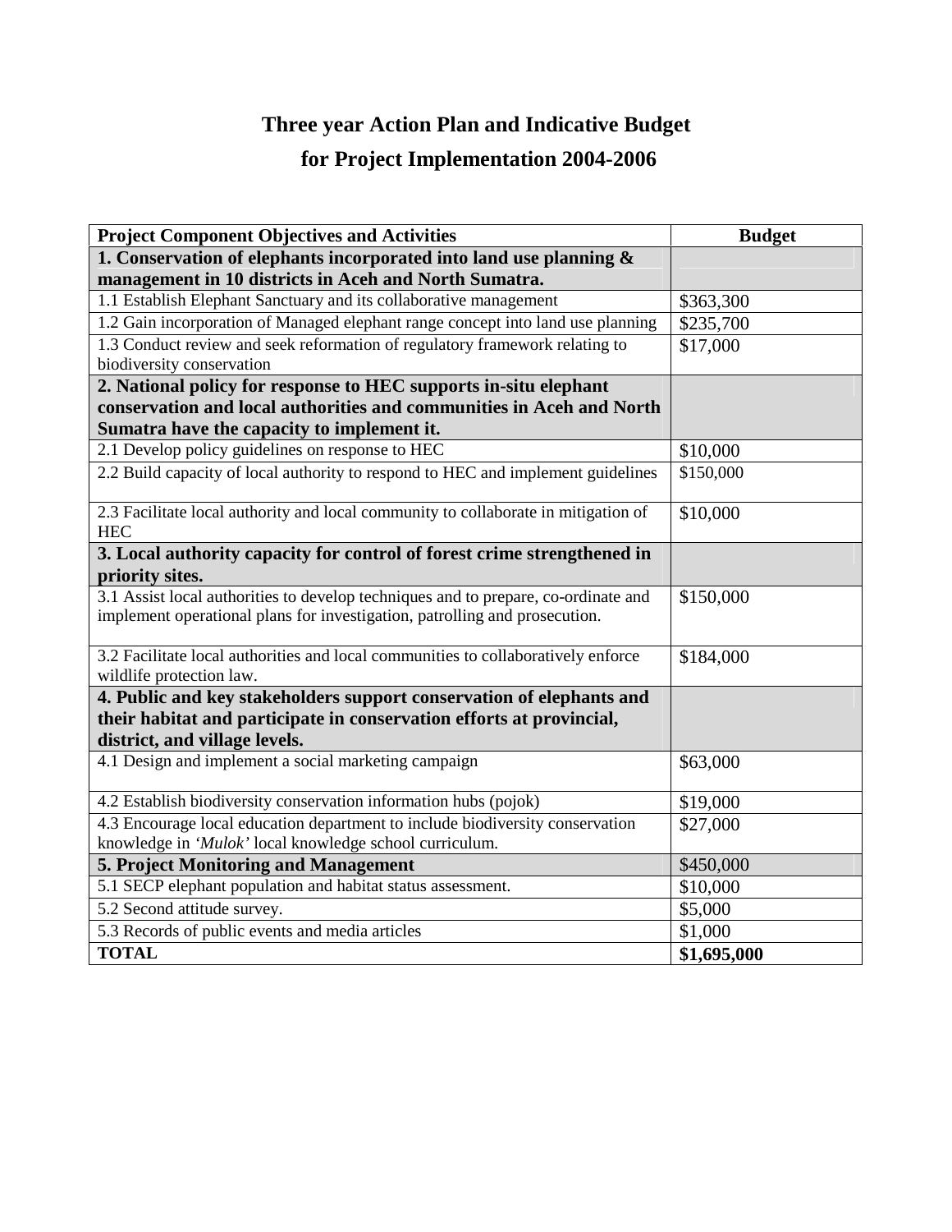# Three year Action Plan and Indicative Budget
# for Project Implementation 2004-2006

| Project Component Objectives and Activities | Budget |
|---|---|
| **1. Conservation of elephants incorporated into land use planning & management in 10 districts in Aceh and North Sumatra.** | |
| 1.1 Establish Elephant Sanctuary and its collaborative management | $363,300 |
| 1.2 Gain incorporation of Managed elephant range concept into land use planning | $235,700 |
| 1.3 Conduct review and seek reformation of regulatory framework relating to biodiversity conservation | $17,000 |
| **2. National policy for response to HEC supports in-situ elephant conservation and local authorities and communities in Aceh and North Sumatra have the capacity to implement it.** | |
| 2.1 Develop policy guidelines on response to HEC | $10,000 |
| 2.2 Build capacity of local authority to respond to HEC and implement guidelines | $150,000 |
| 2.3 Facilitate local authority and local community to collaborate in mitigation of HEC | $10,000 |
| **3. Local authority capacity for control of forest crime strengthened in priority sites.** | |
| 3.1 Assist local authorities to develop techniques and to prepare, co-ordinate and implement operational plans for investigation, patrolling and prosecution. | $150,000 |
| 3.2 Facilitate local authorities and local communities to collaboratively enforce wildlife protection law. | $184,000 |
| **4. Public and key stakeholders support conservation of elephants and their habitat and participate in conservation efforts at provincial, district, and village levels.** | |
| 4.1 Design and implement a social marketing campaign | $63,000 |
| 4.2 Establish biodiversity conservation information hubs (pojok) | $19,000 |
| 4.3 Encourage local education department to include biodiversity conservation knowledge in *'Mulok'* local knowledge school curriculum. | $27,000 |
| **5. Project Monitoring and Management** | $450,000 |
| 5.1 SECP elephant population and habitat status assessment. | $10,000 |
| 5.2 Second attitude survey. | $5,000 |
| 5.3 Records of public events and media articles | $1,000 |
| **TOTAL** | **$1,695,000** |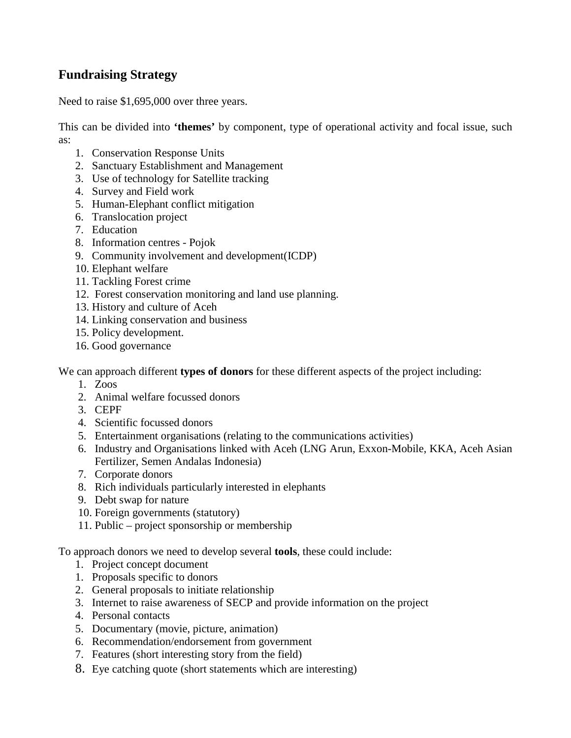## Fundraising Strategy

Need to raise $1,695,000 over three years.

This can be divided into **'themes'** by component, type of operational activity and focal issue, such as:

1. Conservation Response Units
2. Sanctuary Establishment and Management
3. Use of technology for Satellite tracking
4. Survey and Field work
5. Human-Elephant conflict mitigation
6. Translocation project
7. Education
8. Information centres - Pojok
9. Community involvement and development(ICDP)
10. Elephant welfare
11. Tackling Forest crime
12. Forest conservation monitoring and land use planning.
13. History and culture of Aceh
14. Linking conservation and business
15. Policy development.
16. Good governance

We can approach different **types of donors** for these different aspects of the project including:

1. Zoos
2. Animal welfare focussed donors
3. CEPF
4. Scientific focussed donors
5. Entertainment organisations (relating to the communications activities)
6. Industry and Organisations linked with Aceh (LNG Arun, Exxon-Mobile, KKA, Aceh Asian Fertilizer, Semen Andalas Indonesia)
7. Corporate donors
8. Rich individuals particularly interested in elephants
9. Debt swap for nature
10. Foreign governments (statutory)
11. Public – project sponsorship or membership

To approach donors we need to develop several **tools**, these could include:

1. Project concept document
1. Proposals specific to donors
2. General proposals to initiate relationship
3. Internet to raise awareness of SECP and provide information on the project
4. Personal contacts
5. Documentary (movie, picture, animation)
6. Recommendation/endorsement from government
7. Features (short interesting story from the field)
8. Eye catching quote (short statements which are interesting)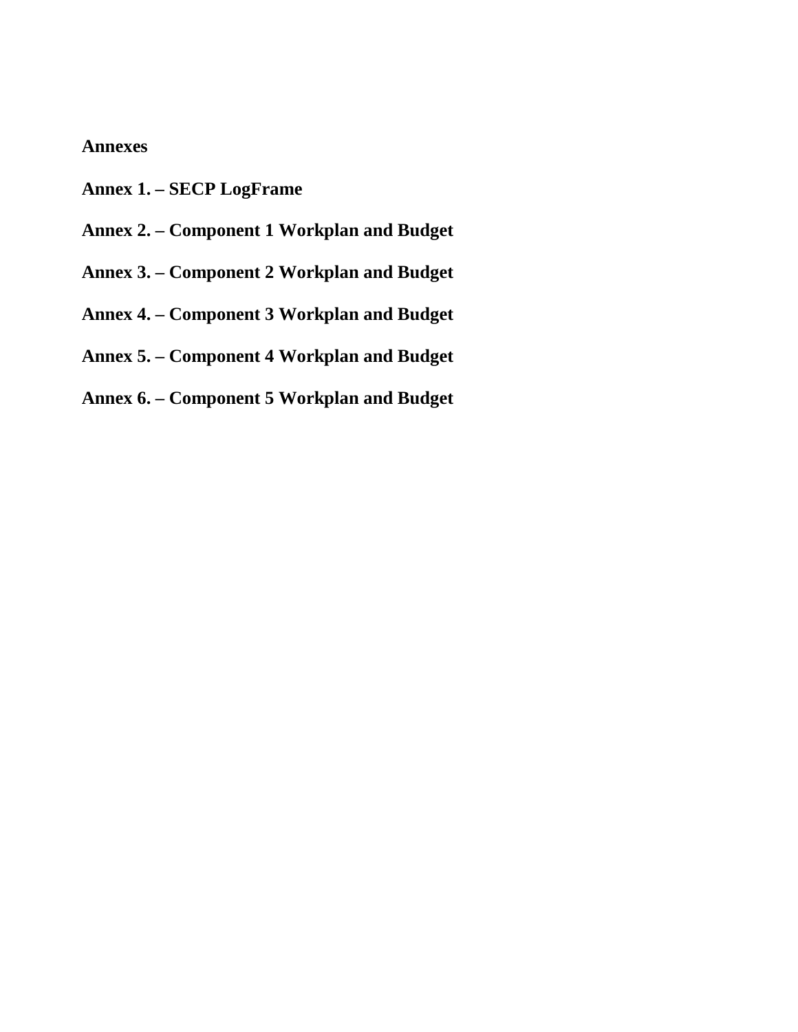**Annexes**

**Annex 1. – SECP LogFrame**

**Annex 2. – Component 1 Workplan and Budget**

**Annex 3. – Component 2 Workplan and Budget**

**Annex 4. – Component 3 Workplan and Budget**

**Annex 5. – Component 4 Workplan and Budget**

**Annex 6. – Component 5 Workplan and Budget**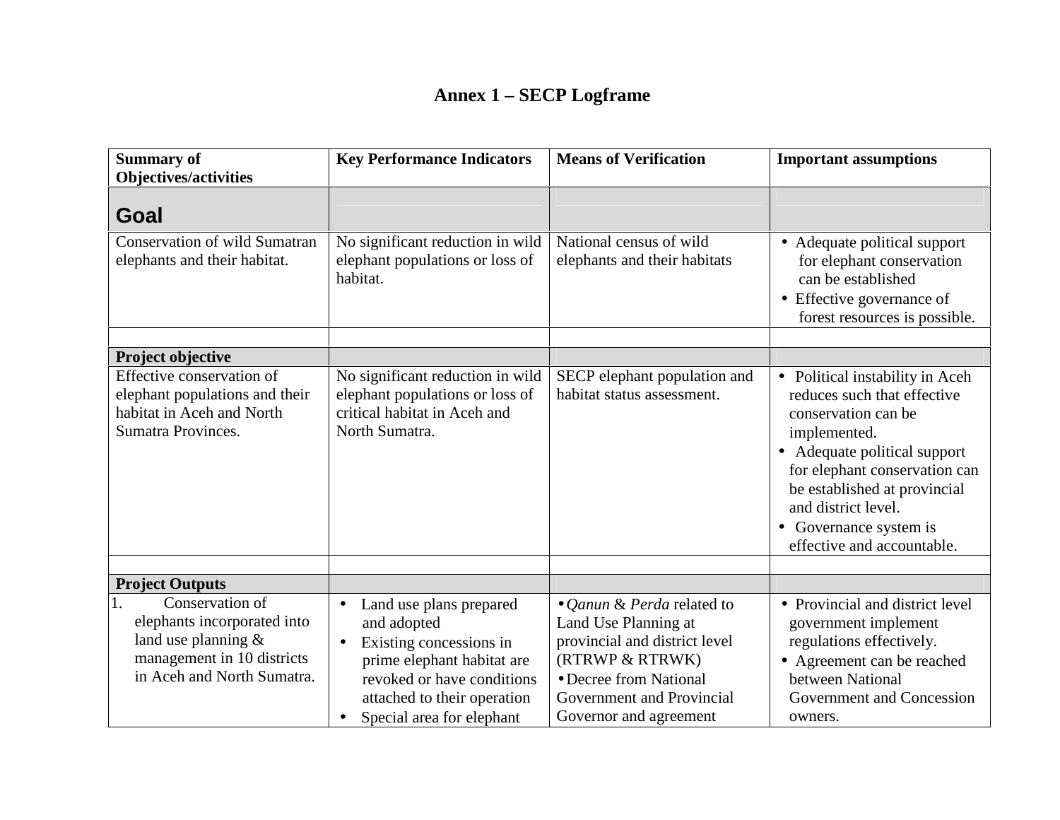# Annex 1 – SECP Logframe

| Summary of Objectives/activities | Key Performance Indicators | Means of Verification | Important assumptions |
|---|---|---|---|
| **Goal** | | | |
| Conservation of wild Sumatran elephants and their habitat. | No significant reduction in wild elephant populations or loss of habitat. | National census of wild elephants and their habitats | • Adequate political support for elephant conservation can be established<br>• Effective governance of forest resources is possible. |
| | | | |
| **Project objective** | | | |
| Effective conservation of elephant populations and their habitat in Aceh and North Sumatra Provinces. | No significant reduction in wild elephant populations or loss of critical habitat in Aceh and North Sumatra. | SECP elephant population and habitat status assessment. | • Political instability in Aceh reduces such that effective conservation can be implemented.<br>• Adequate political support for elephant conservation can be established at provincial and district level.<br>• Governance system is effective and accountable. |
| | | | |
| **Project Outputs** | | | |
| 1. Conservation of elephants incorporated into land use planning & management in 10 districts in Aceh and North Sumatra. | • Land use plans prepared and adopted<br>• Existing concessions in prime elephant habitat are revoked or have conditions attached to their operation<br>• Special area for elephant | • *Qanun* & *Perda* related to Land Use Planning at provincial and district level (RTRWP & RTRWK)<br>• Decree from National Government and Provincial Governor and agreement | • Provincial and district level government implement regulations effectively.<br>• Agreement can be reached between National Government and Concession owners. |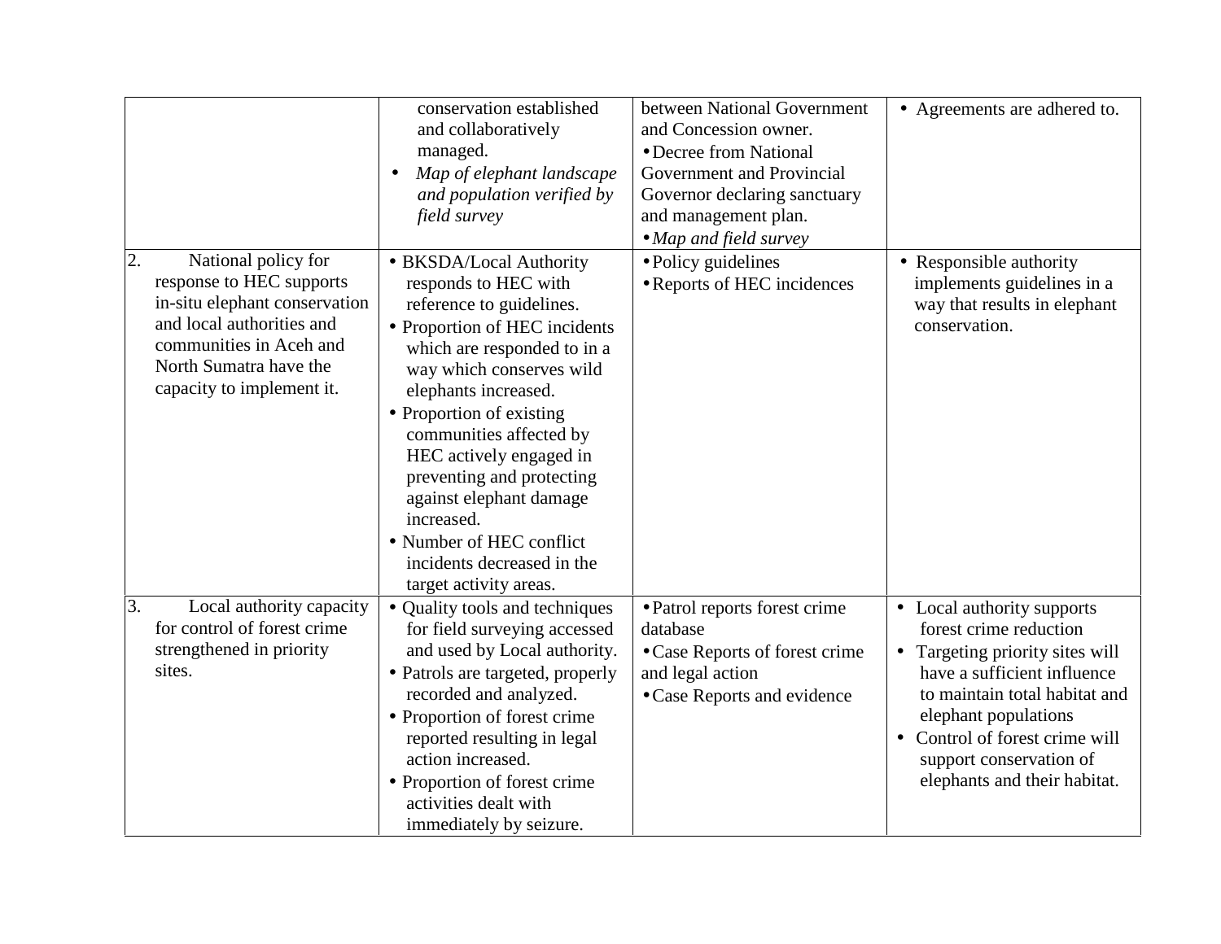| | | | |
|---|---|---|---|
| | conservation established and collaboratively managed.<br>• *Map of elephant landscape and population verified by field survey* | between National Government and Concession owner.<br>• Decree from National Government and Provincial Governor declaring sanctuary and management plan.<br>• *Map and field survey* | • Agreements are adhered to. |
| 2. National policy for response to HEC supports in-situ elephant conservation and local authorities and communities in Aceh and North Sumatra have the capacity to implement it. | • BKSDA/Local Authority responds to HEC with reference to guidelines.<br>• Proportion of HEC incidents which are responded to in a way which conserves wild elephants increased.<br>• Proportion of existing communities affected by HEC actively engaged in preventing and protecting against elephant damage increased.<br>• Number of HEC conflict incidents decreased in the target activity areas. | • Policy guidelines<br>• Reports of HEC incidences | • Responsible authority implements guidelines in a way that results in elephant conservation. |
| 3. Local authority capacity for control of forest crime strengthened in priority sites. | • Quality tools and techniques for field surveying accessed and used by Local authority.<br>• Patrols are targeted, properly recorded and analyzed.<br>• Proportion of forest crime reported resulting in legal action increased.<br>• Proportion of forest crime activities dealt with immediately by seizure. | • Patrol reports forest crime database<br>• Case Reports of forest crime and legal action<br>• Case Reports and evidence | • Local authority supports forest crime reduction<br>• Targeting priority sites will have a sufficient influence to maintain total habitat and elephant populations<br>• Control of forest crime will support conservation of elephants and their habitat. |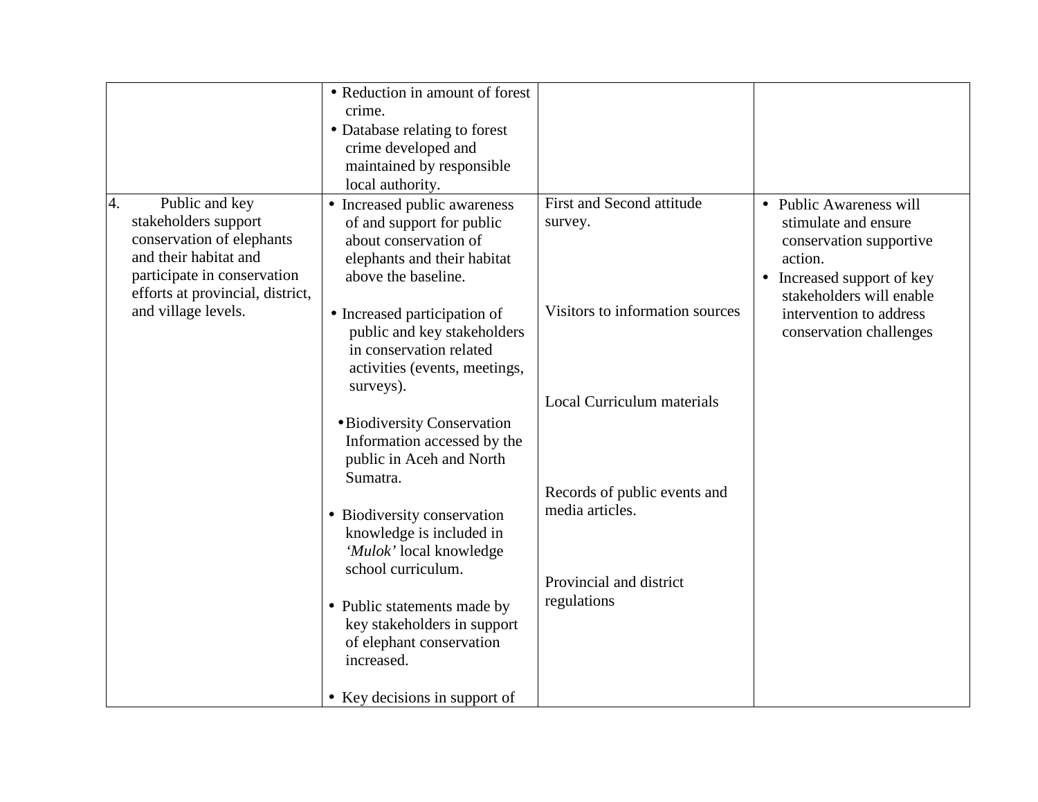| | | | |
|---|---|---|---|
| | • Reduction in amount of forest crime.<br>• Database relating to forest crime developed and maintained by responsible local authority. | | |
| 4. Public and key stakeholders support conservation of elephants and their habitat and participate in conservation efforts at provincial, district, and village levels. | • Increased public awareness of and support for public about conservation of elephants and their habitat above the baseline.<br><br>• Increased participation of public and key stakeholders in conservation related activities (events, meetings, surveys).<br><br>• Biodiversity Conservation Information accessed by the public in Aceh and North Sumatra.<br><br>• Biodiversity conservation knowledge is included in *'Mulok'* local knowledge school curriculum.<br><br>• Public statements made by key stakeholders in support of elephant conservation increased.<br><br>• Key decisions in support of | First and Second attitude survey.<br><br>Visitors to information sources<br><br>Local Curriculum materials<br><br>Records of public events and media articles.<br><br>Provincial and district regulations | • Public Awareness will stimulate and ensure conservation supportive action.<br>• Increased support of key stakeholders will enable intervention to address conservation challenges |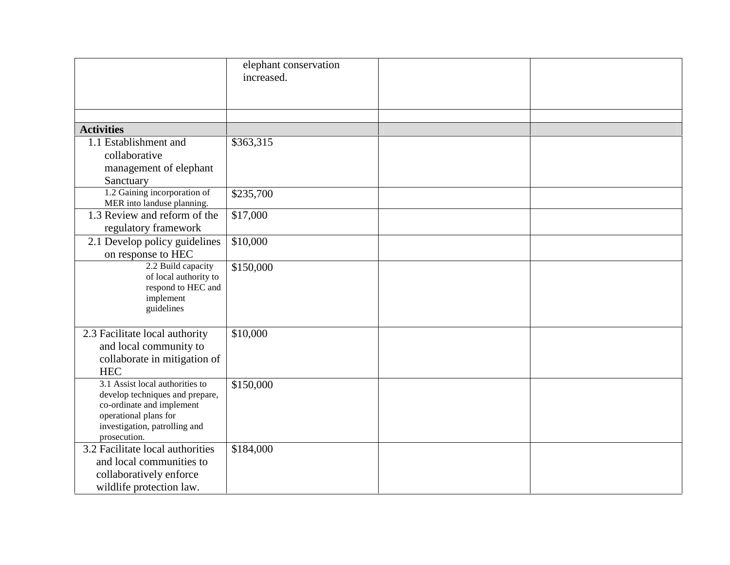| | | | |
|---|---|---|---|
| | elephant conservation increased. | | |
| | | | |
| **Activities** | | | |
| 1.1 Establishment and collaborative management of elephant Sanctuary | $363,315 | | |
| 1.2 Gaining incorporation of MER into landuse planning. | $235,700 | | |
| 1.3 Review and reform of the regulatory framework | $17,000 | | |
| 2.1 Develop policy guidelines on response to HEC | $10,000 | | |
| 2.2 Build capacity of local authority to respond to HEC and implement guidelines | $150,000 | | |
| 2.3 Facilitate local authority and local community to collaborate in mitigation of HEC | $10,000 | | |
| 3.1 Assist local authorities to develop techniques and prepare, co-ordinate and implement operational plans for investigation, patrolling and prosecution. | $150,000 | | |
| 3.2 Facilitate local authorities and local communities to collaboratively enforce wildlife protection law. | $184,000 | | |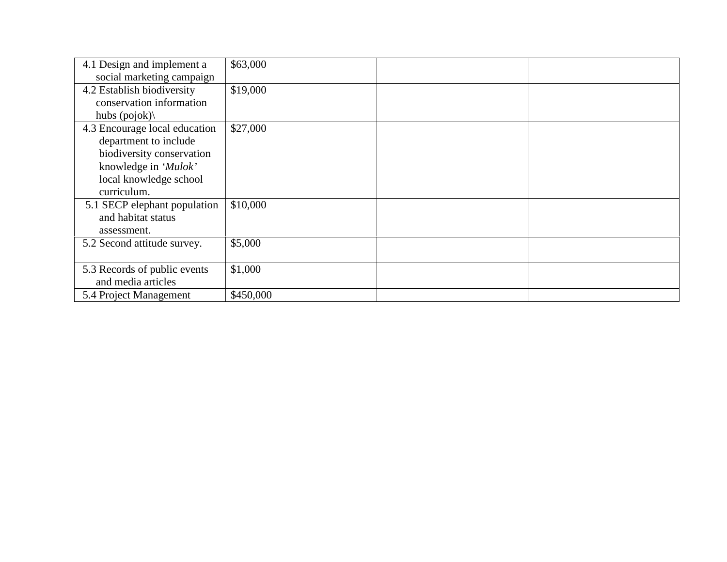| | | | |
|---|---|---|---|
| 4.1 Design and implement a social marketing campaign | $63,000 | | |
| 4.2 Establish biodiversity conservation information hubs (pojok)\ | $19,000 | | |
| 4.3 Encourage local education department to include biodiversity conservation knowledge in *‘Mulok’* local knowledge school curriculum. | $27,000 | | |
| 5.1 SECP elephant population and habitat status assessment. | $10,000 | | |
| 5.2 Second attitude survey. | $5,000 | | |
| 5.3 Records of public events and media articles | $1,000 | | |
| 5.4 Project Management | $450,000 | | |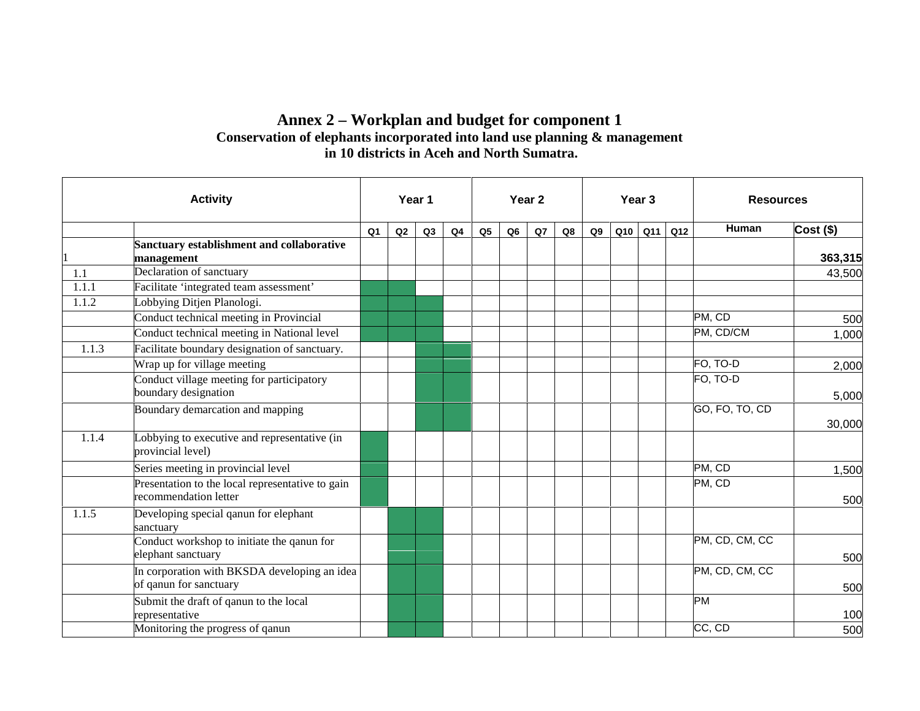# Annex 2 – Workplan and budget for component 1

**Conservation of elephants incorporated into land use planning & management in 10 districts in Aceh and North Sumatra.**

Shaded quarters in the schedule are marked with X.

| Activity | | Year 1 | | | | Year 2 | | | | Year 3 | | | | Resources | |
|---|---|---|---|---|---|---|---|---|---|---|---|---|---|---|---|
| | | Q1 | Q2 | Q3 | Q4 | Q5 | Q6 | Q7 | Q8 | Q9 | Q10 | Q11 | Q12 | Human | Cost ($) |
| 1 | **Sanctuary establishment and collaborative management** | | | | | | | | | | | | | | **363,315** |
| 1.1 | Declaration of sanctuary | | | | | | | | | | | | | | 43,500 |
| 1.1.1 | Facilitate 'integrated team assessment' | X | X | | | | | | | | | | | | |
| 1.1.2 | Lobbying Ditjen Planologi. | X | X | X | | | | | | | | | | | |
| | Conduct technical meeting in Provincial | X | X | X | | | | | | | | | | PM, CD | 500 |
| | Conduct technical meeting in National level | X | X | X | | | | | | | | | | PM, CD/CM | 1,000 |
| 1.1.3 | Facilitate boundary designation of sanctuary. | | | X | X | | | | | | | | | | |
| | Wrap up for village meeting | | | X | X | | | | | | | | | FO, TO-D | 2,000 |
| | Conduct village meeting for participatory boundary designation | | | X | X | | | | | | | | | FO, TO-D | 5,000 |
| | Boundary demarcation and mapping | | | X | X | | | | | | | | | GO, FO, TO, CD | 30,000 |
| 1.1.4 | Lobbying to executive and representative (in provincial level) | X | | | | | | | | | | | | | |
| | Series meeting in provincial level | X | | | | | | | | | | | | PM, CD | 1,500 |
| | Presentation to the local representative to gain recommendation letter | X | | | | | | | | | | | | PM, CD | 500 |
| 1.1.5 | Developing special qanun for elephant sanctuary | | X | X | | | | | | | | | | | |
| | Conduct workshop to initiate the qanun for elephant sanctuary | | X | X | | | | | | | | | | PM, CD, CM, CC | 500 |
| | In corporation with BKSDA developing an idea of qanun for sanctuary | | X | X | | | | | | | | | | PM, CD, CM, CC | 500 |
| | Submit the draft of qanun to the local representative | | X | X | | | | | | | | | | PM | 100 |
| | Monitoring the progress of qanun | | X | X | | | | | | | | | | CC, CD | 500 |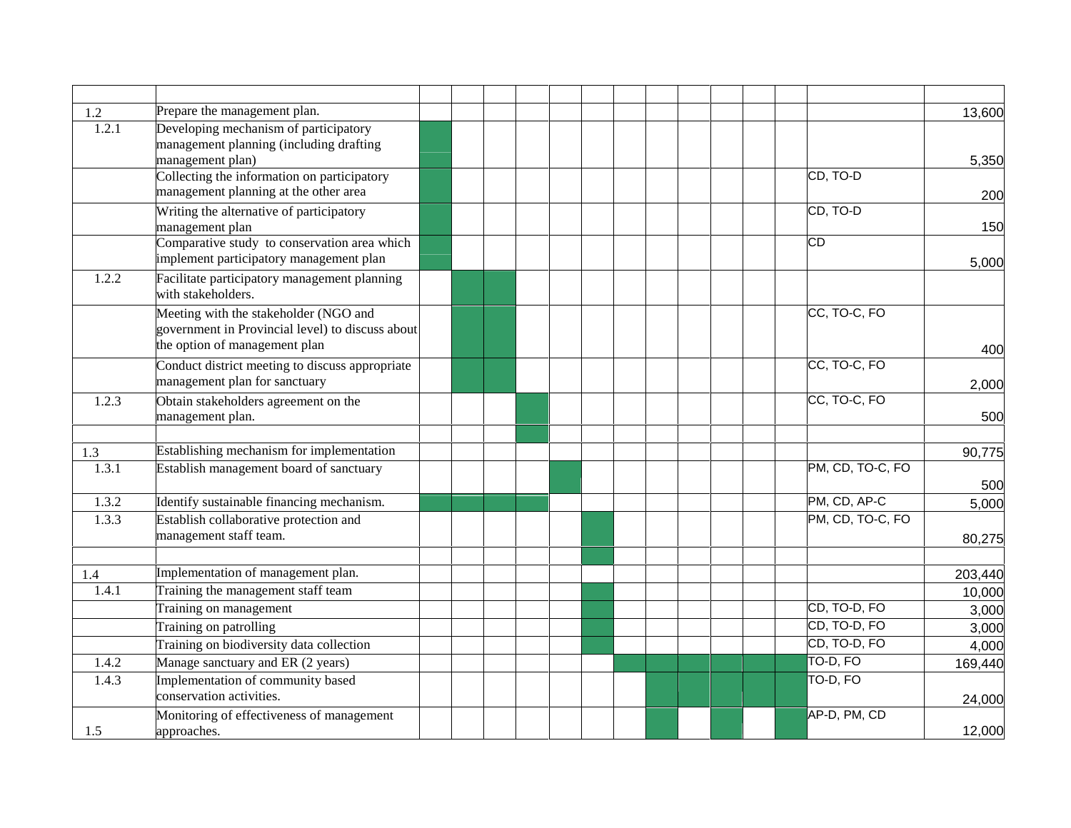| | | | | | | | | | | | | | | | |
|---|---|---|---|---|---|---|---|---|---|---|---|---|---|---|---|
| 1.2 | Prepare the management plan. | | | | | | | | | | | | | | 13,600 |
| 1.2.1 | Developing mechanism of participatory management planning (including drafting management plan) | ■ | | | | | | | | | | | | | 5,350 |
| | Collecting the information on participatory management planning at the other area | ■ | | | | | | | | | | | | CD, TO-D | 200 |
| | Writing the alternative of participatory management plan | ■ | | | | | | | | | | | | CD, TO-D | 150 |
| | Comparative study to conservation area which implement participatory management plan | ■ | | | | | | | | | | | | CD | 5,000 |
| 1.2.2 | Facilitate participatory management planning with stakeholders. | | ■ | ■ | | | | | | | | | | | |
| | Meeting with the stakeholder (NGO and government in Provincial level) to discuss about the option of management plan | | ■ | ■ | | | | | | | | | | CC, TO-C, FO | 400 |
| | Conduct district meeting to discuss appropriate management plan for sanctuary | | ■ | ■ | | | | | | | | | | CC, TO-C, FO | 2,000 |
| 1.2.3 | Obtain stakeholders agreement on the management plan. | | | | ■ | | | | | | | | | CC, TO-C, FO | 500 |
| | | | | | ■ | | | | | | | | | | |
| 1.3 | Establishing mechanism for implementation | | | | | | | | | | | | | | 90,775 |
| 1.3.1 | Establish management board of sanctuary | | | | | ■ | | | | | | | | PM, CD, TO-C, FO | 500 |
| 1.3.2 | Identify sustainable financing mechanism. | ■ | ■ | ■ | ■ | | | | | | | | | PM, CD, AP-C | 5,000 |
| 1.3.3 | Establish collaborative protection and management staff team. | | | | | | ■ | | | | | | | PM, CD, TO-C, FO | 80,275 |
| | | | | | | | ■ | | | | | | | | |
| 1.4 | Implementation of management plan. | | | | | | | | | | | | | | 203,440 |
| 1.4.1 | Training the management staff team | | | | | | ■ | | | | | | | | 10,000 |
| | Training on management | | | | | | ■ | | | | | | | CD, TO-D, FO | 3,000 |
| | Training on patrolling | | | | | | ■ | | | | | | | CD, TO-D, FO | 3,000 |
| | Training on biodiversity data collection | | | | | | ■ | | | | | | | CD, TO-D, FO | 4,000 |
| 1.4.2 | Manage sanctuary and ER (2 years) | | | | | | | ■ | ■ | ■ | ■ | ■ | ■ | TO-D, FO | 169,440 |
| 1.4.3 | Implementation of community based conservation activities. | | | | | | | | ■ | ■ | ■ | ■ | ■ | TO-D, FO | 24,000 |
| 1.5 | Monitoring of effectiveness of management approaches. | | | | | | | | ■ | | ■ | | ■ | AP-D, PM, CD | 12,000 |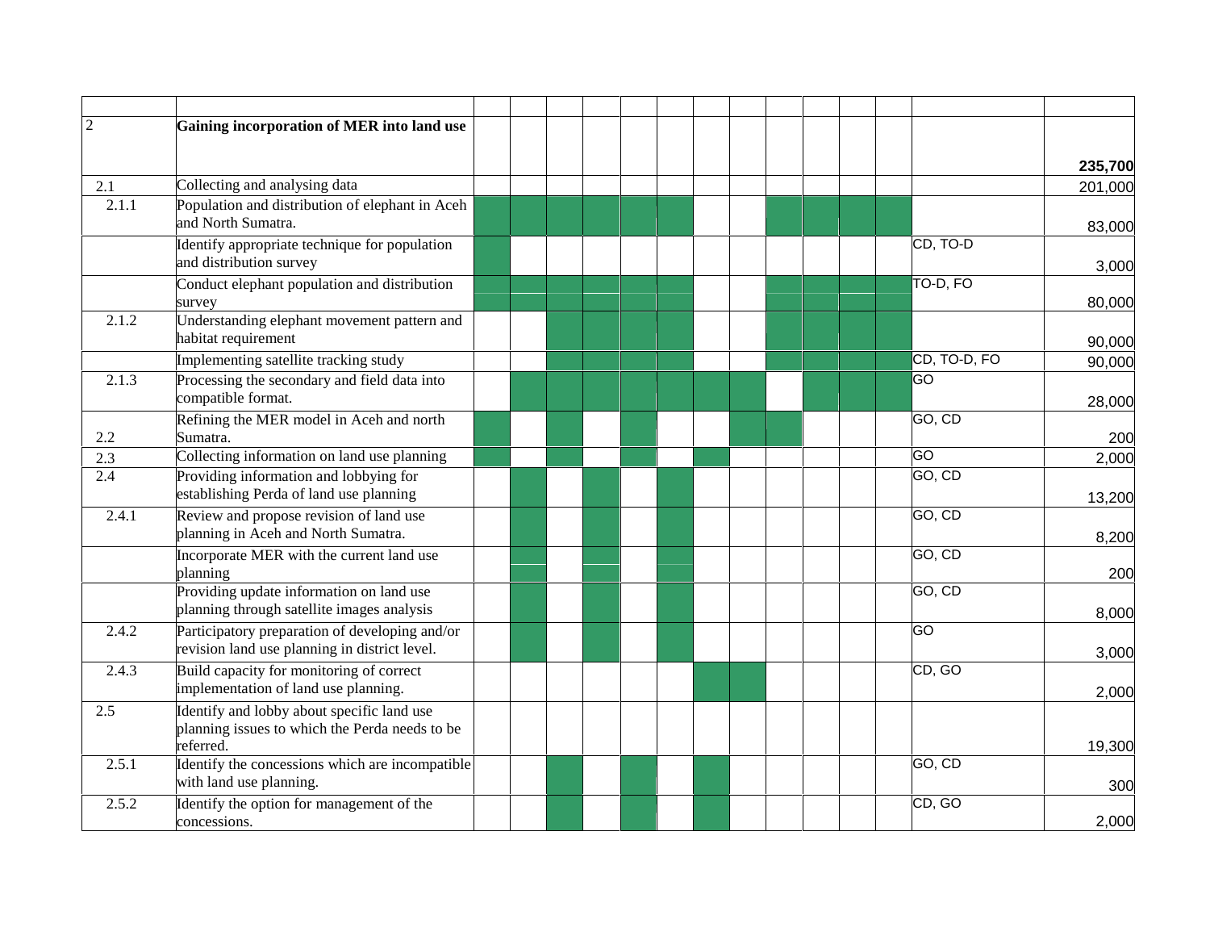| No. | Activity | 1 | 2 | 3 | 4 | 5 | 6 | 7 | 8 | 9 | 10 | 11 | 12 | Responsible | Budget |
|---|---|---|---|---|---|---|---|---|---|---|---|---|---|---|---|
| 2 | **Gaining incorporation of MER into land use** | | | | | | | | | | | | | | **235,700** |
| 2.1 | Collecting and analysing data | | | | | | | | | | | | | | 201,000 |
| 2.1.1 | Population and distribution of elephant in Aceh and North Sumatra. | X | X | X | X | X | X | | | X | X | X | X | | 83,000 |
| | Identify appropriate technique for population and distribution survey | X | | | | | | | | | | | | CD, TO-D | 3,000 |
| | Conduct elephant population and distribution survey | X | X | X | X | X | X | | | X | X | X | X | TO-D, FO | 80,000 |
| 2.1.2 | Understanding elephant movement pattern and habitat requirement | | | X | X | X | X | | | X | X | X | X | | 90,000 |
| | Implementing satellite tracking study | | | X | X | X | X | | | X | X | X | X | CD, TO-D, FO | 90,000 |
| 2.1.3 | Processing the secondary and field data into compatible format. | | X | X | X | X | X | X | X | | X | X | X | GO | 28,000 |
| 2.2 | Refining the MER model in Aceh and north Sumatra. | X | | X | | X | | | X | X | | | | GO, CD | 200 |
| 2.3 | Collecting information on land use planning | X | | X | | X | | X | | | | | | GO | 2,000 |
| 2.4 | Providing information and lobbying for establishing Perda of land use planning | | X | | X | | X | | | | | | | GO, CD | 13,200 |
| 2.4.1 | Review and propose revision of land use planning in Aceh and North Sumatra. | | X | | X | | X | | | | | | | GO, CD | 8,200 |
| | Incorporate MER with the current land use planning | | X | | X | | X | | | | | | | GO, CD | 200 |
| | Providing update information on land use planning through satellite images analysis | | X | | X | | X | | | | | | | GO, CD | 8,000 |
| 2.4.2 | Participatory preparation of developing and/or revision land use planning in district level. | | X | | X | | X | | | | | | | GO | 3,000 |
| 2.4.3 | Build capacity for monitoring of correct implementation of land use planning. | | | | | | | X | X | | | | | CD, GO | 2,000 |
| 2.5 | Identify and lobby about specific land use planning issues to which the Perda needs to be referred. | | | | | | | | | | | | | | 19,300 |
| 2.5.1 | Identify the concessions which are incompatible with land use planning. | | | X | | X | | X | | | | | | GO, CD | 300 |
| 2.5.2 | Identify the option for management of the concessions. | | | X | | X | | X | | | | | | CD, GO | 2,000 |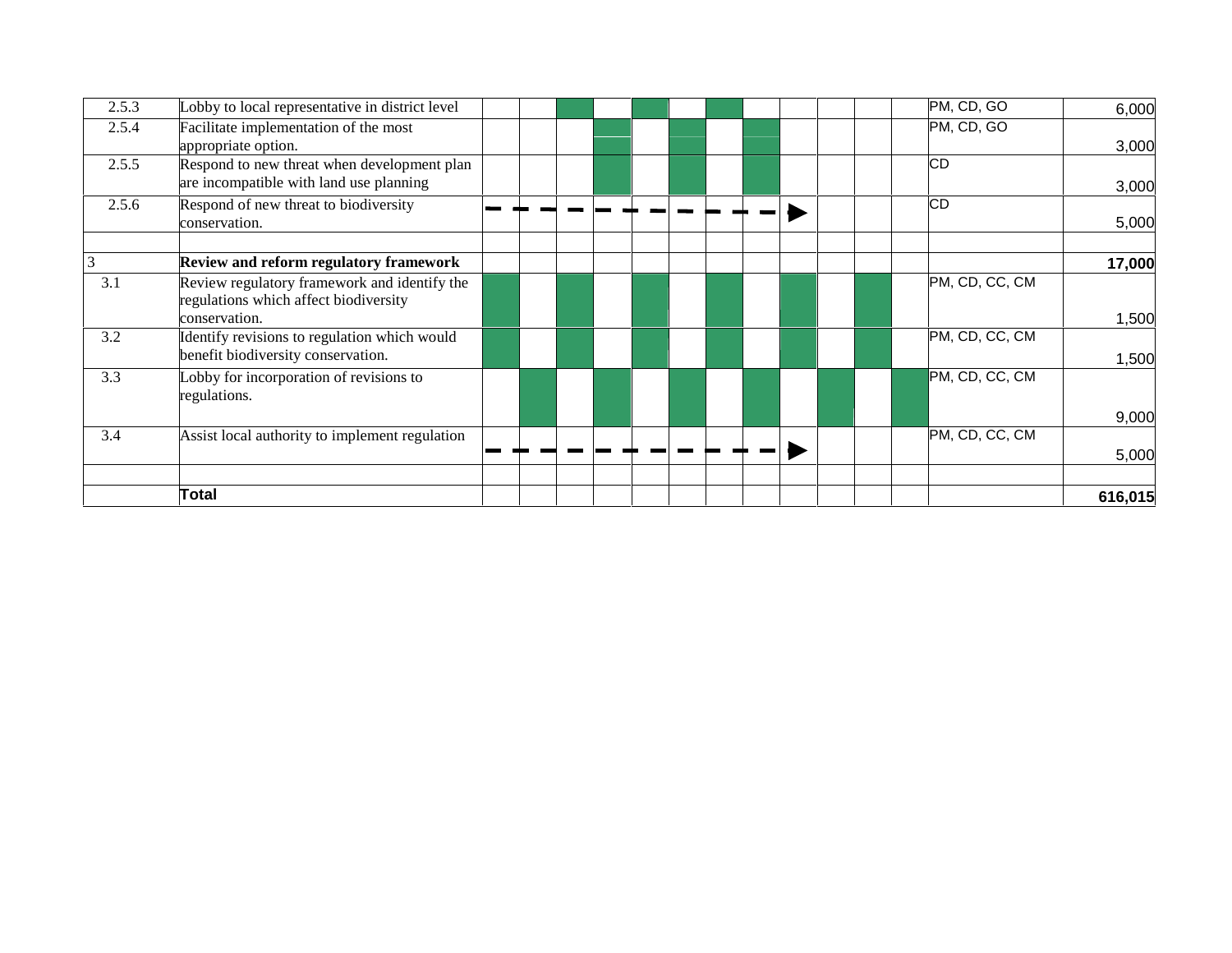| | | | | | | | | | | | | | | | |
|---|---|---|---|---|---|---|---|---|---|---|---|---|---|---|---|
| 2.5.3 | Lobby to local representative in district level | | | ■ | | ■ | | ■ | | | | | | PM, CD, GO | 6,000 |
| 2.5.4 | Facilitate implementation of the most appropriate option. | | | | ■ | | ■ | | ■ | | | | | PM, CD, GO | 3,000 |
| 2.5.5 | Respond to new threat when development plan are incompatible with land use planning | | | | ■ | | ■ | | ■ | | | | | CD | 3,000 |
| 2.5.6 | Respond of new threat to biodiversity conservation. | - - | - - | - - | - - | - - | - - | - - | - - | ► | | | | CD | 5,000 |
| | | | | | | | | | | | | | | | |
| 3 | **Review and reform regulatory framework** | | | | | | | | | | | | | | **17,000** |
| 3.1 | Review regulatory framework and identify the regulations which affect biodiversity conservation. | ■ | | ■ | | ■ | | ■ | | ■ | | ■ | | PM, CD, CC, CM | 1,500 |
| 3.2 | Identify revisions to regulation which would benefit biodiversity conservation. | ■ | | ■ | | ■ | | ■ | | ■ | | ■ | | PM, CD, CC, CM | 1,500 |
| 3.3 | Lobby for incorporation of revisions to regulations. | | ■ | | ■ | | ■ | | ■ | | ■ | | ■ | PM, CD, CC, CM | 9,000 |
| 3.4 | Assist local authority to implement regulation | - - | - - | - - | - - | - - | - - | - - | - - | ► | | | | PM, CD, CC, CM | 5,000 |
| | | | | | | | | | | | | | | | |
| | **Total** | | | | | | | | | | | | | | **616,015** |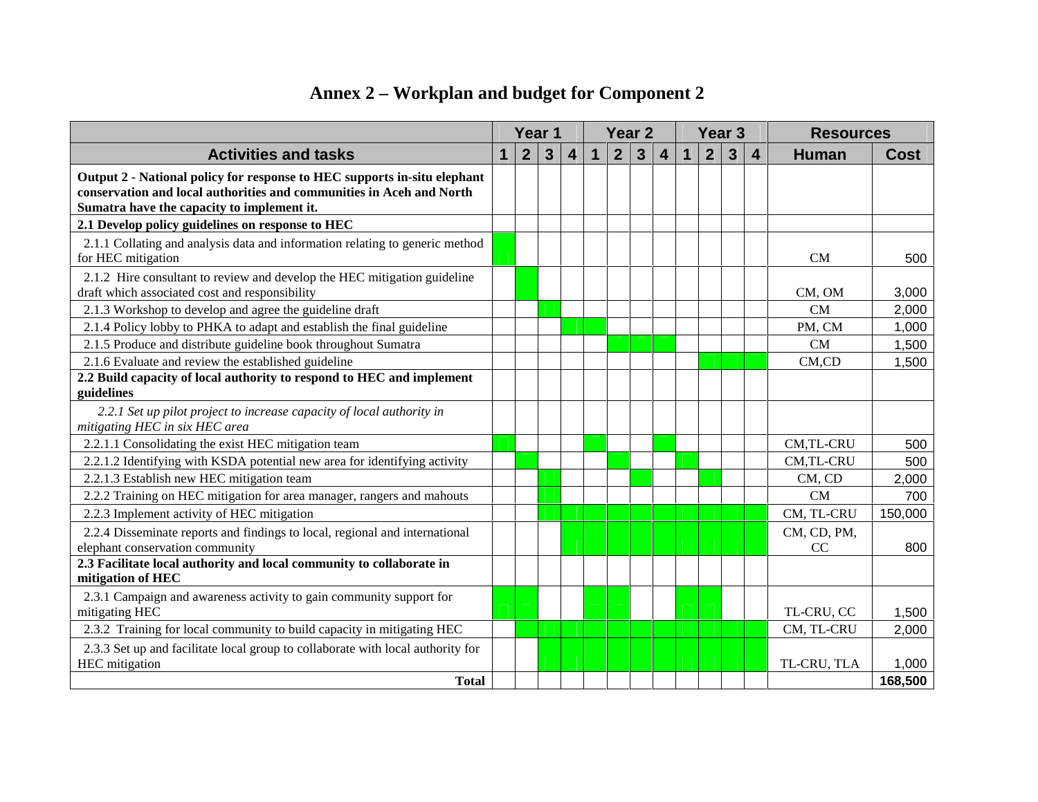# Annex 2 – Workplan and budget for Component 2

| | Year 1 | | | | Year 2 | | | | Year 3 | | | | Resources | |
|---|---|---|---|---|---|---|---|---|---|---|---|---|---|---|
| **Activities and tasks** | **1** | **2** | **3** | **4** | **1** | **2** | **3** | **4** | **1** | **2** | **3** | **4** | **Human** | **Cost** |
| **Output 2 - National policy for response to HEC supports in-situ elephant conservation and local authorities and communities in Aceh and North Sumatra have the capacity to implement it.** | | | | | | | | | | | | | | |
| **2.1 Develop policy guidelines on response to HEC** | | | | | | | | | | | | | | |
| 2.1.1 Collating and analysis data and information relating to generic method for HEC mitigation | ■ | | | | | | | | | | | | CM | 500 |
| 2.1.2 Hire consultant to review and develop the HEC mitigation guideline draft which associated cost and responsibility | | ■ | | | | | | | | | | | CM, OM | 3,000 |
| 2.1.3 Workshop to develop and agree the guideline draft | | | ■ | | | | | | | | | | CM | 2,000 |
| 2.1.4 Policy lobby to PHKA to adapt and establish the final guideline | | | | ■ | ■ | | | | | | | | PM, CM | 1,000 |
| 2.1.5 Produce and distribute guideline book throughout Sumatra | | | | | | ■ | ■ | ■ | | | | | CM | 1,500 |
| 2.1.6 Evaluate and review the established guideline | | | | | | | | | | ■ | ■ | ■ | CM,CD | 1,500 |
| **2.2 Build capacity of local authority to respond to HEC and implement guidelines** | | | | | | | | | | | | | | |
| *2.2.1 Set up pilot project to increase capacity of local authority in mitigating HEC in six HEC area* | | | | | | | | | | | | | | |
| 2.2.1.1 Consolidating the exist HEC mitigation team | ■ | | | | ■ | | | ■ | | | | | CM,TL-CRU | 500 |
| 2.2.1.2 Identifying with KSDA potential new area for identifying activity | | ■ | | | | ■ | | | ■ | | | | CM,TL-CRU | 500 |
| 2.2.1.3 Establish new HEC mitigation team | | | ■ | | | | ■ | | | ■ | | | CM, CD | 2,000 |
| 2.2.2 Training on HEC mitigation for area manager, rangers and mahouts | | | ■ | | | | | | | | | | CM | 700 |
| 2.2.3 Implement activity of HEC mitigation | | | ■ | ■ | ■ | ■ | ■ | ■ | ■ | ■ | ■ | ■ | CM, TL-CRU | 150,000 |
| 2.2.4 Disseminate reports and findings to local, regional and international elephant conservation community | | | | ■ | ■ | ■ | ■ | ■ | ■ | ■ | ■ | ■ | CM, CD, PM, CC | 800 |
| **2.3 Facilitate local authority and local community to collaborate in mitigation of HEC** | | | | | | | | | | | | | | |
| 2.3.1 Campaign and awareness activity to gain community support for mitigating HEC | ■ | ■ | | | ■ | ■ | | | ■ | ■ | | | TL-CRU, CC | 1,500 |
| 2.3.2 Training for local community to build capacity in mitigating HEC | | ■ | ■ | ■ | ■ | ■ | ■ | ■ | ■ | ■ | ■ | ■ | CM, TL-CRU | 2,000 |
| 2.3.3 Set up and facilitate local group to collaborate with local authority for HEC mitigation | | | ■ | ■ | ■ | ■ | ■ | ■ | ■ | ■ | ■ | ■ | TL-CRU, TLA | 1,000 |
| **Total** | | | | | | | | | | | | | | **168,500** |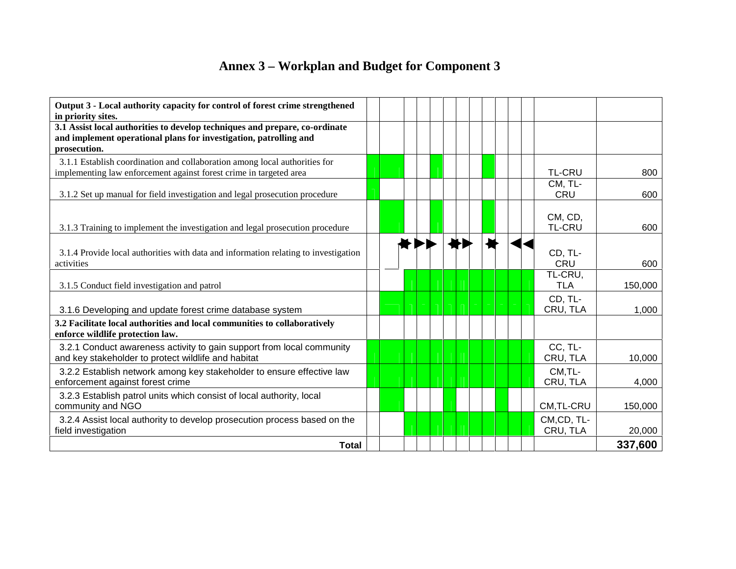# Annex 3 – Workplan and Budget for Component 3

| Output 3 - Local authority capacity for control of forest crime strengthened in priority sites. | | | | | | | | | | | | | | |
|---|---|---|---|---|---|---|---|---|---|---|---|---|---|---|
| **3.1 Assist local authorities to develop techniques and prepare, co-ordinate and implement operational plans for investigation, patrolling and prosecution.** | | | | | | | | | | | | | | |
| 3.1.1 Establish coordination and collaboration among local authorities for implementing law enforcement against forest crime in targeted area | | | | | | | | | | | | | TL-CRU | 800 |
| 3.1.2 Set up manual for field investigation and legal prosecution procedure | | | | | | | | | | | | | CM, TL-CRU | 600 |
| 3.1.3 Training to implement the investigation and legal prosecution procedure | | | | | | | | | | | | | CM, CD, TL-CRU | 600 |
| 3.1.4 Provide local authorities with data and information relating to investigation activities | | | | | | | | | | | | | CD, TL-CRU | 600 |
| 3.1.5 Conduct field investigation and patrol | | | | | | | | | | | | | TL-CRU, TLA | 150,000 |
| 3.1.6 Developing and update forest crime database system | | | | | | | | | | | | | CD, TL-CRU, TLA | 1,000 |
| **3.2 Facilitate local authorities and local communities to collaboratively enforce wildlife protection law.** | | | | | | | | | | | | | | |
| 3.2.1 Conduct awareness activity to gain support from local community and key stakeholder to protect wildlife and habitat | | | | | | | | | | | | | CC, TL-CRU, TLA | 10,000 |
| 3.2.2 Establish network among key stakeholder to ensure effective law enforcement against forest crime | | | | | | | | | | | | | CM,TL-CRU, TLA | 4,000 |
| 3.2.3 Establish patrol units which consist of local authority, local community and NGO | | | | | | | | | | | | | CM,TL-CRU | 150,000 |
| 3.2.4 Assist local authority to develop prosecution process based on the field investigation | | | | | | | | | | | | | CM,CD, TL-CRU, TLA | 20,000 |
| **Total** | | | | | | | | | | | | | | **337,600** |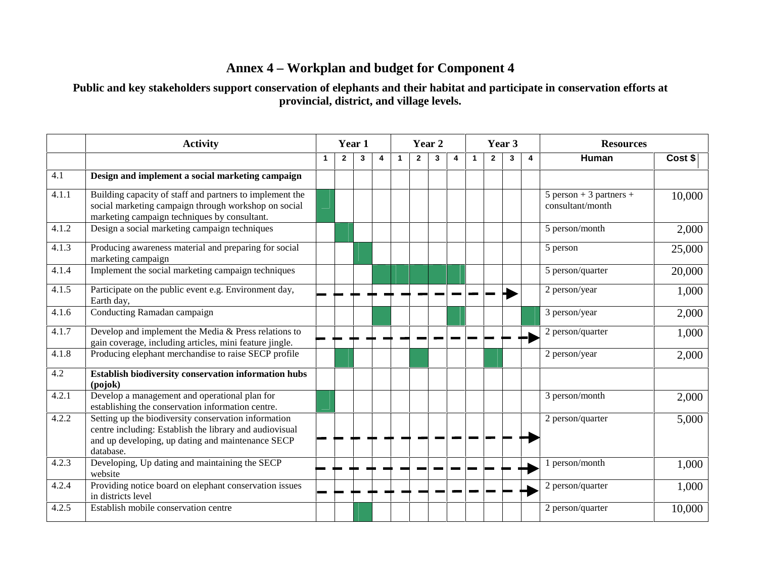# Annex 4 – Workplan and budget for Component 4

**Public and key stakeholders support conservation of elephants and their habitat and participate in conservation efforts at provincial, district, and village levels.**

| | Activity | Year 1 | | | | Year 2 | | | | Year 3 | | | | Resources | |
|---|---|---|---|---|---|---|---|---|---|---|---|---|---|---|---|
| | | 1 | 2 | 3 | 4 | 1 | 2 | 3 | 4 | 1 | 2 | 3 | 4 | Human | Cost $ |
| 4.1 | **Design and implement a social marketing campaign** | | | | | | | | | | | | | | |
| 4.1.1 | Building capacity of staff and partners to implement the social marketing campaign through workshop on social marketing campaign techniques by consultant. | ■ | | | | | | | | | | | | 5 person + 3 partners + consultant/month | 10,000 |
| 4.1.2 | Design a social marketing campaign techniques | | ■ | | | | | | | | | | | 5 person/month | 2,000 |
| 4.1.3 | Producing awareness material and preparing for social marketing campaign | | | ■ | | | | | | | | | | 5 person | 25,000 |
| 4.1.4 | Implement the social marketing campaign techniques | | | | ■ | ■ | ■ | ■ | ■ | | | | | 5 person/quarter | 20,000 |
| 4.1.5 | Participate on the public event e.g. Environment day, Earth day, | - - - | - - - | - - - | - - - | - - - | - - - | - - - | - - - | - - - | - - - | - - → | | 2 person/year | 1,000 |
| 4.1.6 | Conducting Ramadan campaign | | | | ■ | | | | ■ | | | | ■ | 3 person/year | 2,000 |
| 4.1.7 | Develop and implement the Media & Press relations to gain coverage, including articles, mini feature jingle. | - - - | - - - | - - - | - - - | - - - | - - - | - - - | - - - | - - - | - - - | - - - | - - → | 2 person/quarter | 1,000 |
| 4.1.8 | Producing elephant merchandise to raise SECP profile | | ■ | | | | ■ | | | | ■ | | | 2 person/year | 2,000 |
| 4.2 | **Establish biodiversity conservation information hubs (pojok)** | | | | | | | | | | | | | | |
| 4.2.1 | Develop a management and operational plan for establishing the conservation information centre. | ■ | | | | | | | | | | | | 3 person/month | 2,000 |
| 4.2.2 | Setting up the biodiversity conservation information centre including: Establish the library and audiovisual and up developing, up dating and maintenance SECP database. | - - - | - - - | - - - | - - - | - - - | - - - | - - - | - - - | - - - | - - - | - - - | - - → | 2 person/quarter | 5,000 |
| 4.2.3 | Developing, Up dating and maintaining the SECP website | - - - | - - - | - - - | - - - | - - - | - - - | - - - | - - - | - - - | - - - | - - - | - - → | 1 person/month | 1,000 |
| 4.2.4 | Providing notice board on elephant conservation issues in districts level | - - - | - - - | - - - | - - - | - - - | - - - | - - - | - - - | - - - | - - - | - - - | - - → | 2 person/quarter | 1,000 |
| 4.2.5 | Establish mobile conservation centre | | | ■ | | | | | | | | | | 2 person/quarter | 10,000 |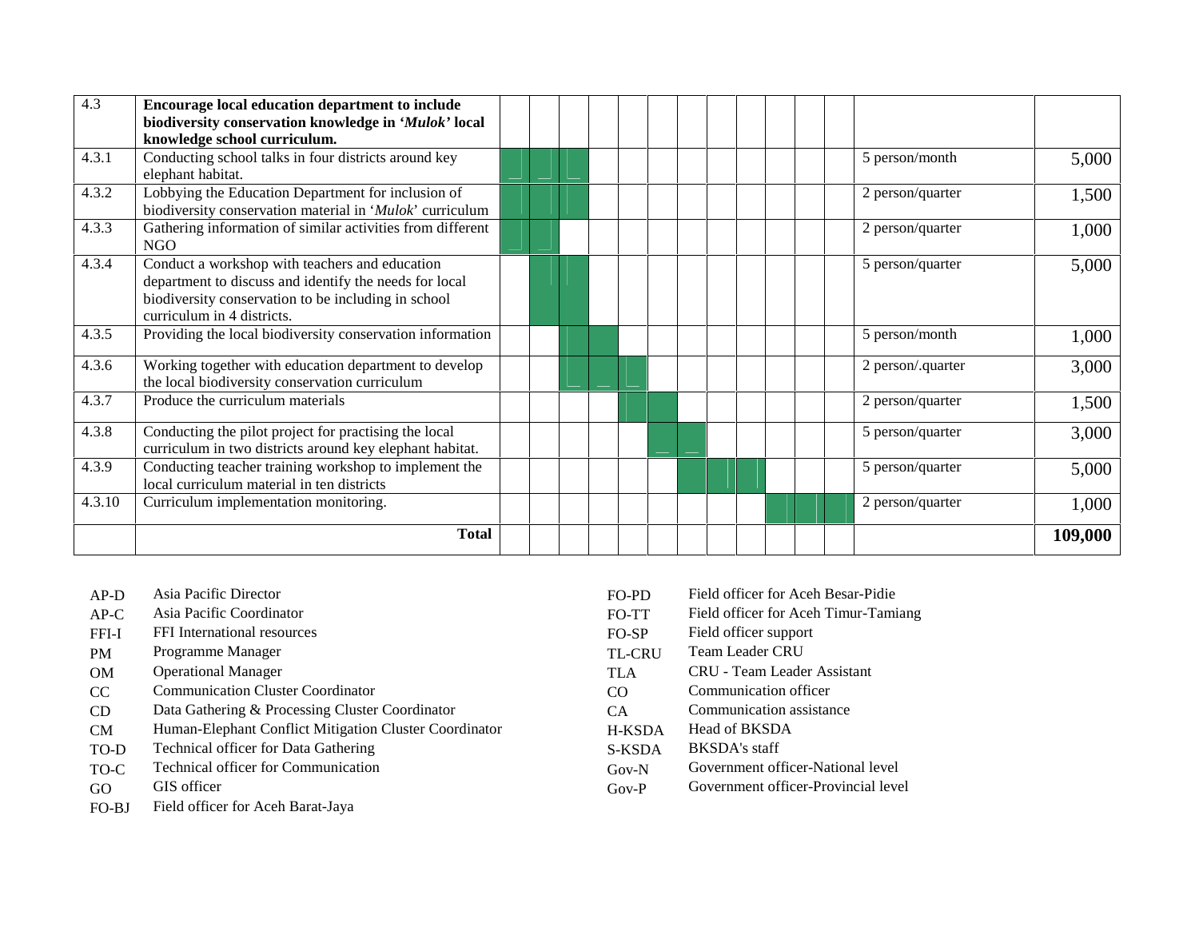| | | | | | | | | | | | | | | | |
|---|---|---|---|---|---|---|---|---|---|---|---|---|---|---|---|
| 4.3 | **Encourage local education department to include biodiversity conservation knowledge in '*Mulok*' local knowledge school curriculum.** | | | | | | | | | | | | | | |
| 4.3.1 | Conducting school talks in four districts around key elephant habitat. | | | | | | | | | | | | | 5 person/month | 5,000 |
| 4.3.2 | Lobbying the Education Department for inclusion of biodiversity conservation material in '*Mulok*' curriculum | | | | | | | | | | | | | 2 person/quarter | 1,500 |
| 4.3.3 | Gathering information of similar activities from different NGO | | | | | | | | | | | | | 2 person/quarter | 1,000 |
| 4.3.4 | Conduct a workshop with teachers and education department to discuss and identify the needs for local biodiversity conservation to be including in school curriculum in 4 districts. | | | | | | | | | | | | | 5 person/quarter | 5,000 |
| 4.3.5 | Providing the local biodiversity conservation information | | | | | | | | | | | | | 5 person/month | 1,000 |
| 4.3.6 | Working together with education department to develop the local biodiversity conservation curriculum | | | | | | | | | | | | | 2 person/.quarter | 3,000 |
| 4.3.7 | Produce the curriculum materials | | | | | | | | | | | | | 2 person/quarter | 1,500 |
| 4.3.8 | Conducting the pilot project for practising the local curriculum in two districts around key elephant habitat. | | | | | | | | | | | | | 5 person/quarter | 3,000 |
| 4.3.9 | Conducting teacher training workshop to implement the local curriculum material in ten districts | | | | | | | | | | | | | 5 person/quarter | 5,000 |
| 4.3.10 | Curriculum implementation monitoring. | | | | | | | | | | | | | 2 person/quarter | 1,000 |
| | **Total** | | | | | | | | | | | | | | **109,000** |

| | |
|---|---|
| AP-D | Asia Pacific Director |
| AP-C | Asia Pacific Coordinator |
| FFI-I | FFI International resources |
| PM | Programme Manager |
| OM | Operational Manager |
| CC | Communication Cluster Coordinator |
| CD | Data Gathering & Processing Cluster Coordinator |
| CM | Human-Elephant Conflict Mitigation Cluster Coordinator |
| TO-D | Technical officer for Data Gathering |
| TO-C | Technical officer for Communication |
| GO | GIS officer |
| FO-BJ | Field officer for Aceh Barat-Jaya |
| FO-PD | Field officer for Aceh Besar-Pidie |
| FO-TT | Field officer for Aceh Timur-Tamiang |
| FO-SP | Field officer support |
| TL-CRU | Team Leader CRU |
| TLA | CRU - Team Leader Assistant |
| CO | Communication officer |
| CA | Communication assistance |
| H-KSDA | Head of BKSDA |
| S-KSDA | BKSDA's staff |
| Gov-N | Government officer-National level |
| Gov-P | Government officer-Provincial level |